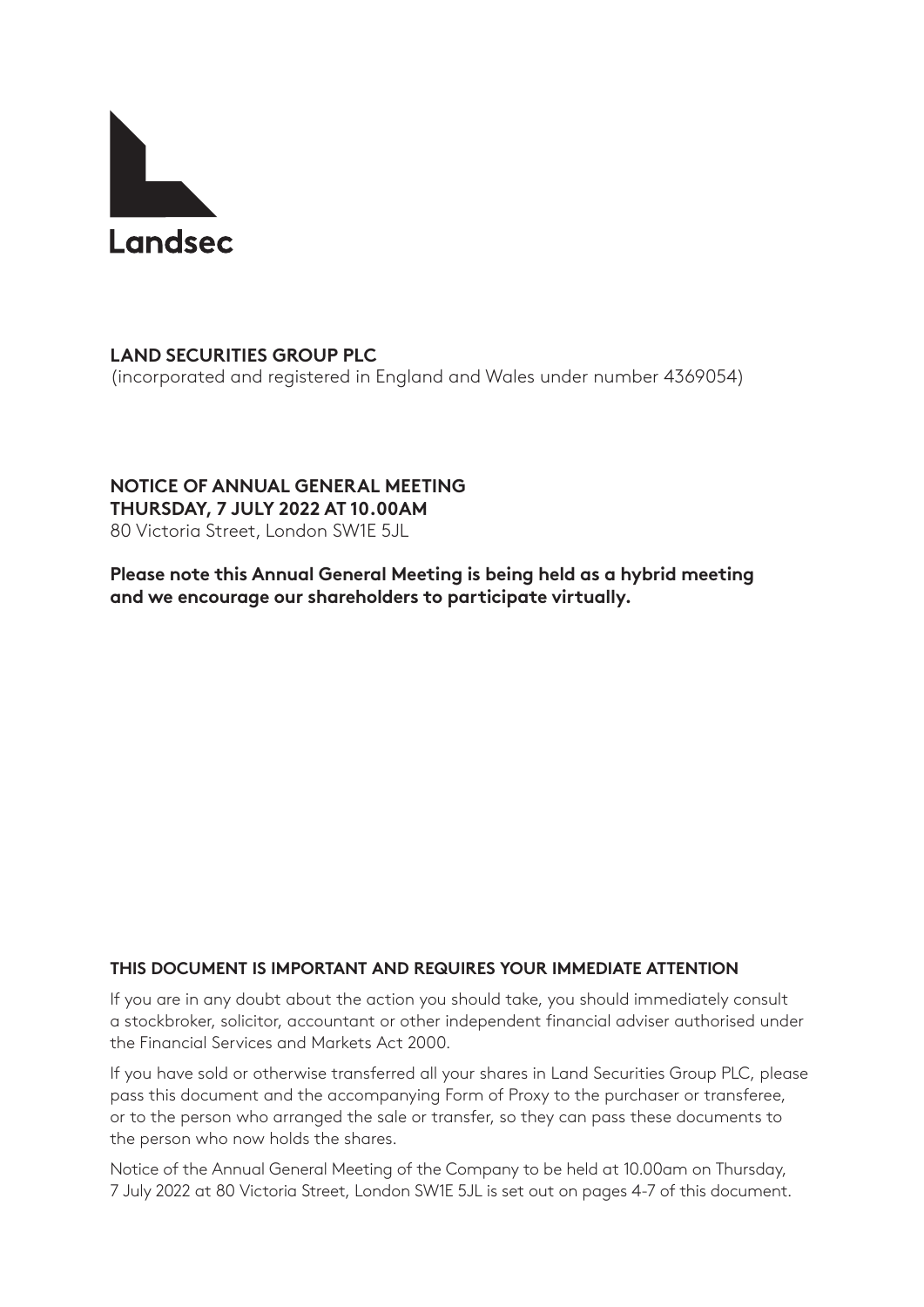Landsec

**LAND SECURITIES GROUP PLC**
(incorporated and registered in England and Wales under number 4369054)

# NOTICE OF ANNUAL GENERAL MEETING

**THURSDAY, 7 JULY 2022 AT 10.00AM**
80 Victoria Street, London SW1E 5JL

**Please note this Annual General Meeting is being held as a hybrid meeting and we encourage our shareholders to participate virtually.**

**THIS DOCUMENT IS IMPORTANT AND REQUIRES YOUR IMMEDIATE ATTENTION**

If you are in any doubt about the action you should take, you should immediately consult a stockbroker, solicitor, accountant or other independent financial adviser authorised under the Financial Services and Markets Act 2000.

If you have sold or otherwise transferred all your shares in Land Securities Group PLC, please pass this document and the accompanying Form of Proxy to the purchaser or transferee, or to the person who arranged the sale or transfer, so they can pass these documents to the person who now holds the shares.

Notice of the Annual General Meeting of the Company to be held at 10.00am on Thursday, 7 July 2022 at 80 Victoria Street, London SW1E 5JL is set out on pages 4-7 of this document.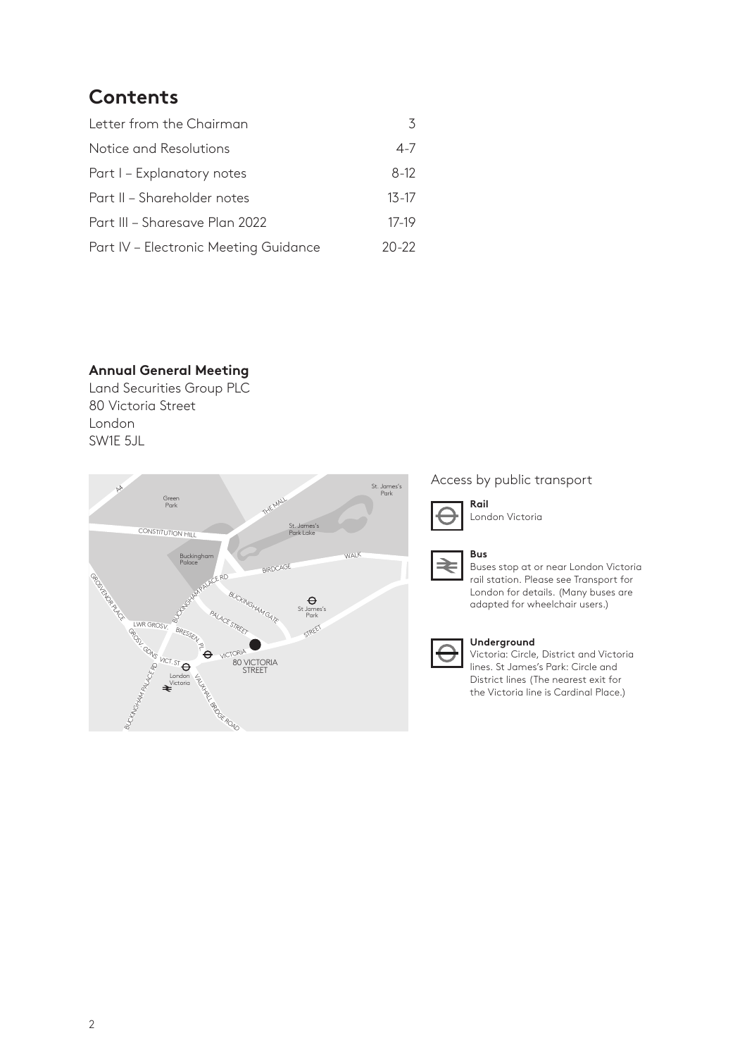# Contents

| | |
|---|---|
| Letter from the Chairman | 3 |
| Notice and Resolutions | 4-7 |
| Part I – Explanatory notes | 8-12 |
| Part II – Shareholder notes | 13-17 |
| Part III – Sharesave Plan 2022 | 17-19 |
| Part IV – Electronic Meeting Guidance | 20-22 |

**Annual General Meeting**
Land Securities Group PLC
80 Victoria Street
London
SW1E 5JL

Access by public transport

**Rail**
London Victoria

**Bus**
Buses stop at or near London Victoria rail station. Please see Transport for London for details. (Many buses are adapted for wheelchair users.)

**Underground**
Victoria: Circle, District and Victoria lines. St James's Park: Circle and District lines (The nearest exit for the Victoria line is Cardinal Place.)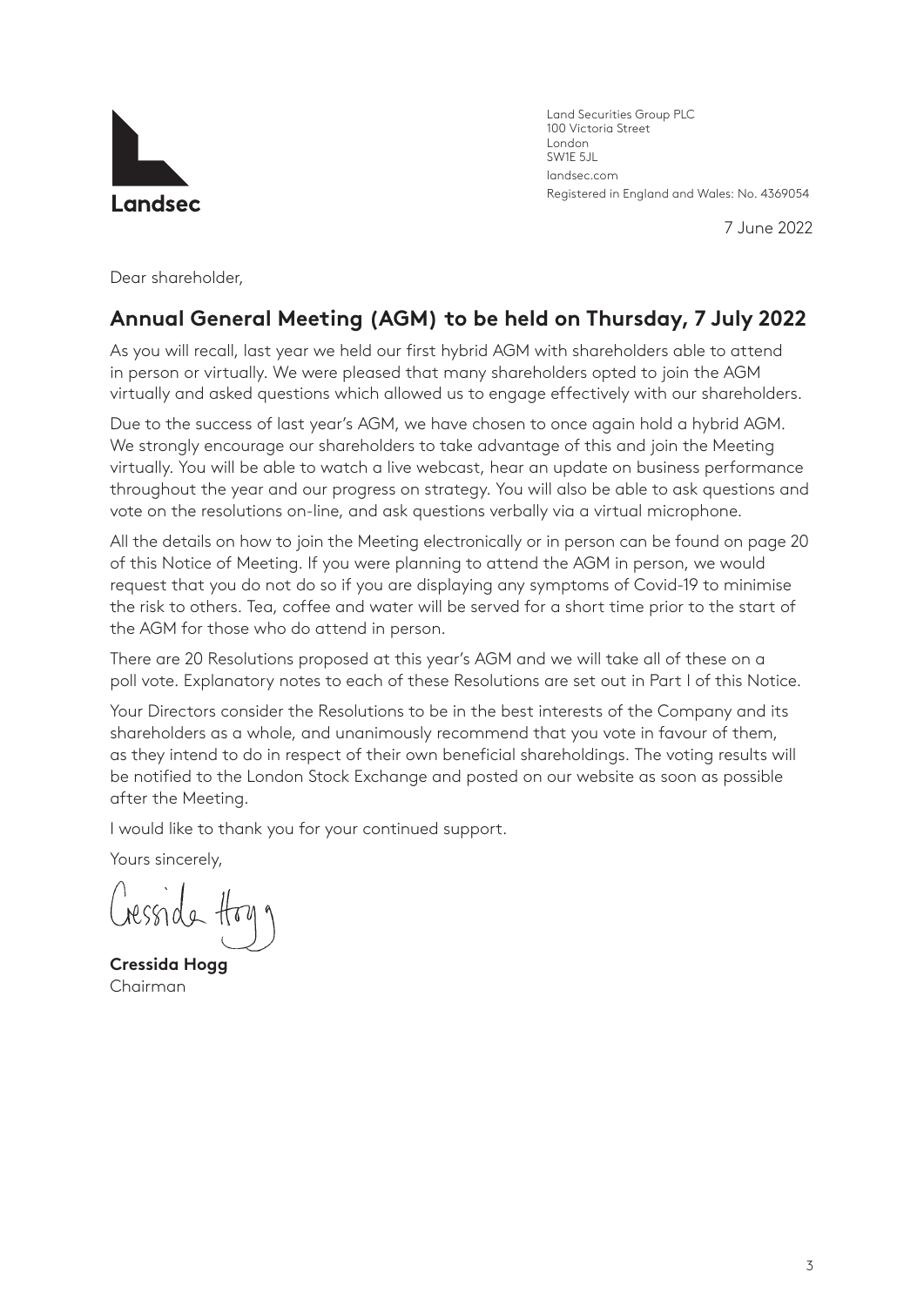Landsec

Land Securities Group PLC
100 Victoria Street
London
SW1E 5JL
landsec.com
Registered in England and Wales: No. 4369054

7 June 2022

Dear shareholder,

## Annual General Meeting (AGM) to be held on Thursday, 7 July 2022

As you will recall, last year we held our first hybrid AGM with shareholders able to attend in person or virtually. We were pleased that many shareholders opted to join the AGM virtually and asked questions which allowed us to engage effectively with our shareholders.

Due to the success of last year's AGM, we have chosen to once again hold a hybrid AGM. We strongly encourage our shareholders to take advantage of this and join the Meeting virtually. You will be able to watch a live webcast, hear an update on business performance throughout the year and our progress on strategy. You will also be able to ask questions and vote on the resolutions on-line, and ask questions verbally via a virtual microphone.

All the details on how to join the Meeting electronically or in person can be found on page 20 of this Notice of Meeting. If you were planning to attend the AGM in person, we would request that you do not do so if you are displaying any symptoms of Covid-19 to minimise the risk to others. Tea, coffee and water will be served for a short time prior to the start of the AGM for those who do attend in person.

There are 20 Resolutions proposed at this year's AGM and we will take all of these on a poll vote. Explanatory notes to each of these Resolutions are set out in Part I of this Notice.

Your Directors consider the Resolutions to be in the best interests of the Company and its shareholders as a whole, and unanimously recommend that you vote in favour of them, as they intend to do in respect of their own beneficial shareholdings. The voting results will be notified to the London Stock Exchange and posted on our website as soon as possible after the Meeting.

I would like to thank you for your continued support.

Yours sincerely,

**Cressida Hogg**
Chairman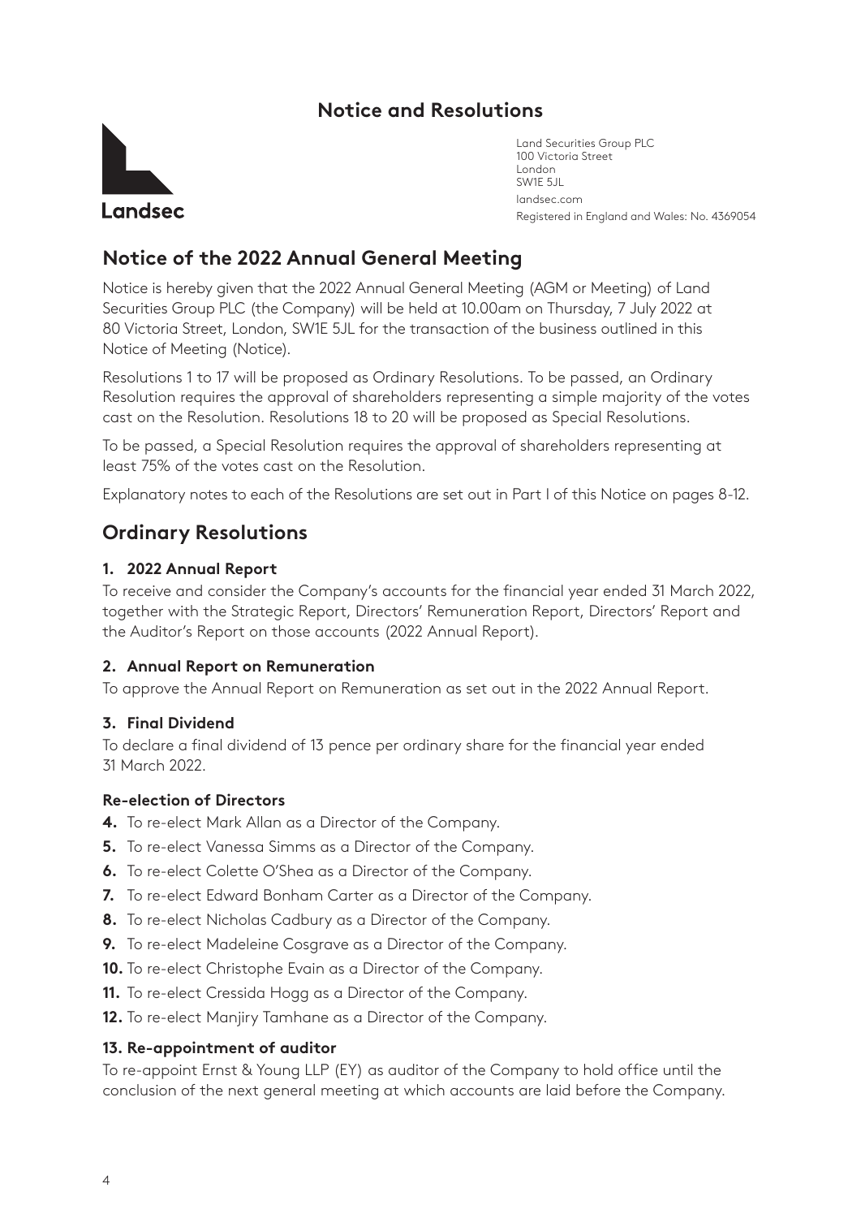## Notice and Resolutions

Landsec

Land Securities Group PLC
100 Victoria Street
London
SW1E 5JL
landsec.com
Registered in England and Wales: No. 4369054

# Notice of the 2022 Annual General Meeting

Notice is hereby given that the 2022 Annual General Meeting (AGM or Meeting) of Land Securities Group PLC (the Company) will be held at 10.00am on Thursday, 7 July 2022 at 80 Victoria Street, London, SW1E 5JL for the transaction of the business outlined in this Notice of Meeting (Notice).

Resolutions 1 to 17 will be proposed as Ordinary Resolutions. To be passed, an Ordinary Resolution requires the approval of shareholders representing a simple majority of the votes cast on the Resolution. Resolutions 18 to 20 will be proposed as Special Resolutions.

To be passed, a Special Resolution requires the approval of shareholders representing at least 75% of the votes cast on the Resolution.

Explanatory notes to each of the Resolutions are set out in Part I of this Notice on pages 8-12.

# Ordinary Resolutions

### 1. 2022 Annual Report

To receive and consider the Company's accounts for the financial year ended 31 March 2022, together with the Strategic Report, Directors' Remuneration Report, Directors' Report and the Auditor's Report on those accounts (2022 Annual Report).

### 2. Annual Report on Remuneration

To approve the Annual Report on Remuneration as set out in the 2022 Annual Report.

### 3. Final Dividend

To declare a final dividend of 13 pence per ordinary share for the financial year ended 31 March 2022.

### Re-election of Directors

**4.** To re-elect Mark Allan as a Director of the Company.

**5.** To re-elect Vanessa Simms as a Director of the Company.

**6.** To re-elect Colette O'Shea as a Director of the Company.

**7.** To re-elect Edward Bonham Carter as a Director of the Company.

**8.** To re-elect Nicholas Cadbury as a Director of the Company.

**9.** To re-elect Madeleine Cosgrave as a Director of the Company.

**10.** To re-elect Christophe Evain as a Director of the Company.

**11.** To re-elect Cressida Hogg as a Director of the Company.

**12.** To re-elect Manjiry Tamhane as a Director of the Company.

### 13. Re-appointment of auditor

To re-appoint Ernst & Young LLP (EY) as auditor of the Company to hold office until the conclusion of the next general meeting at which accounts are laid before the Company.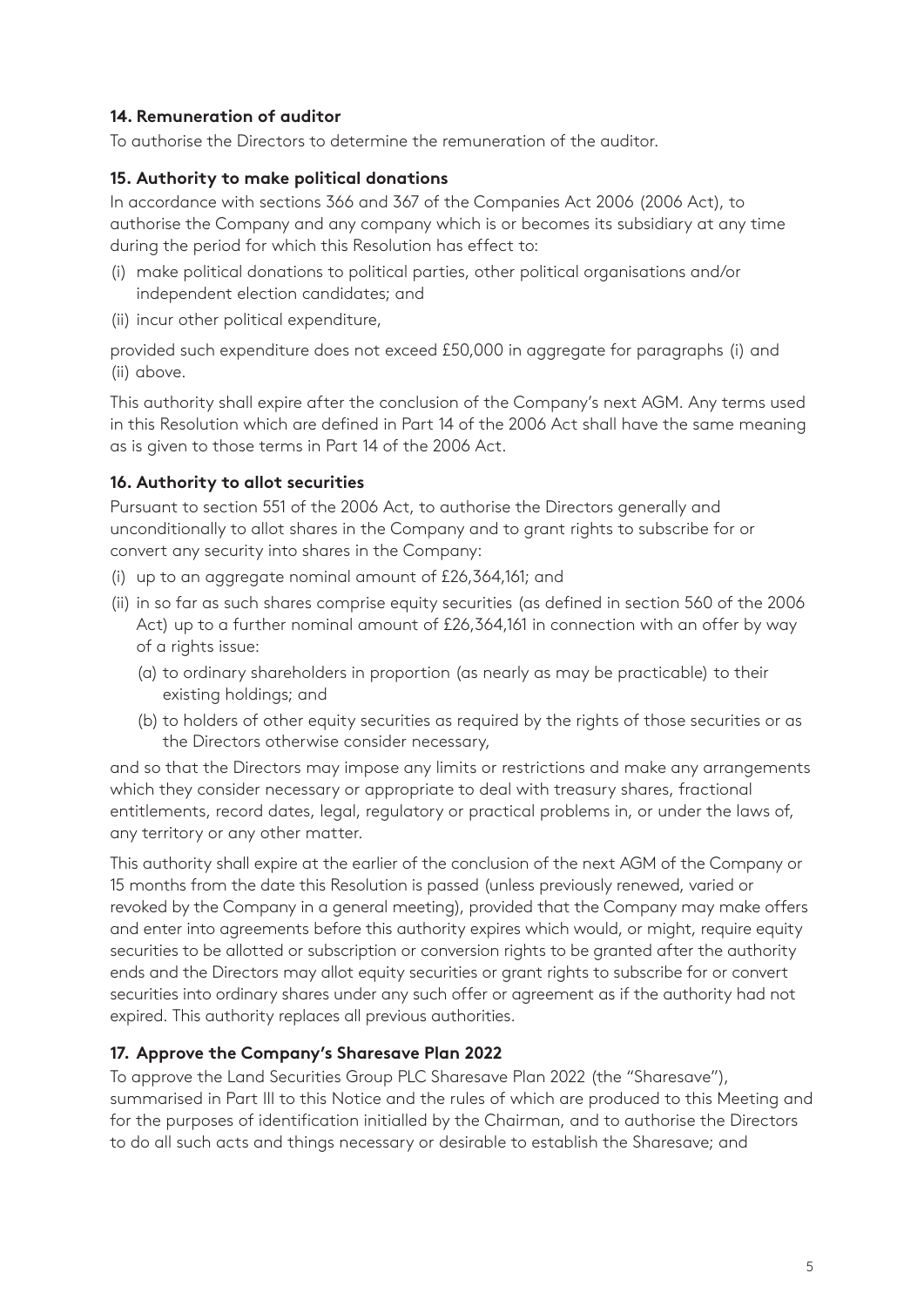### 14. Remuneration of auditor

To authorise the Directors to determine the remuneration of the auditor.

### 15. Authority to make political donations

In accordance with sections 366 and 367 of the Companies Act 2006 (2006 Act), to authorise the Company and any company which is or becomes its subsidiary at any time during the period for which this Resolution has effect to:

(i) make political donations to political parties, other political organisations and/or independent election candidates; and

(ii) incur other political expenditure,

provided such expenditure does not exceed £50,000 in aggregate for paragraphs (i) and (ii) above.

This authority shall expire after the conclusion of the Company's next AGM. Any terms used in this Resolution which are defined in Part 14 of the 2006 Act shall have the same meaning as is given to those terms in Part 14 of the 2006 Act.

### 16. Authority to allot securities

Pursuant to section 551 of the 2006 Act, to authorise the Directors generally and unconditionally to allot shares in the Company and to grant rights to subscribe for or convert any security into shares in the Company:

(i) up to an aggregate nominal amount of £26,364,161; and

(ii) in so far as such shares comprise equity securities (as defined in section 560 of the 2006 Act) up to a further nominal amount of £26,364,161 in connection with an offer by way of a rights issue:

  (a) to ordinary shareholders in proportion (as nearly as may be practicable) to their existing holdings; and

  (b) to holders of other equity securities as required by the rights of those securities or as the Directors otherwise consider necessary,

and so that the Directors may impose any limits or restrictions and make any arrangements which they consider necessary or appropriate to deal with treasury shares, fractional entitlements, record dates, legal, regulatory or practical problems in, or under the laws of, any territory or any other matter.

This authority shall expire at the earlier of the conclusion of the next AGM of the Company or 15 months from the date this Resolution is passed (unless previously renewed, varied or revoked by the Company in a general meeting), provided that the Company may make offers and enter into agreements before this authority expires which would, or might, require equity securities to be allotted or subscription or conversion rights to be granted after the authority ends and the Directors may allot equity securities or grant rights to subscribe for or convert securities into ordinary shares under any such offer or agreement as if the authority had not expired. This authority replaces all previous authorities.

### 17. Approve the Company's Sharesave Plan 2022

To approve the Land Securities Group PLC Sharesave Plan 2022 (the "Sharesave"), summarised in Part III to this Notice and the rules of which are produced to this Meeting and for the purposes of identification initialled by the Chairman, and to authorise the Directors to do all such acts and things necessary or desirable to establish the Sharesave; and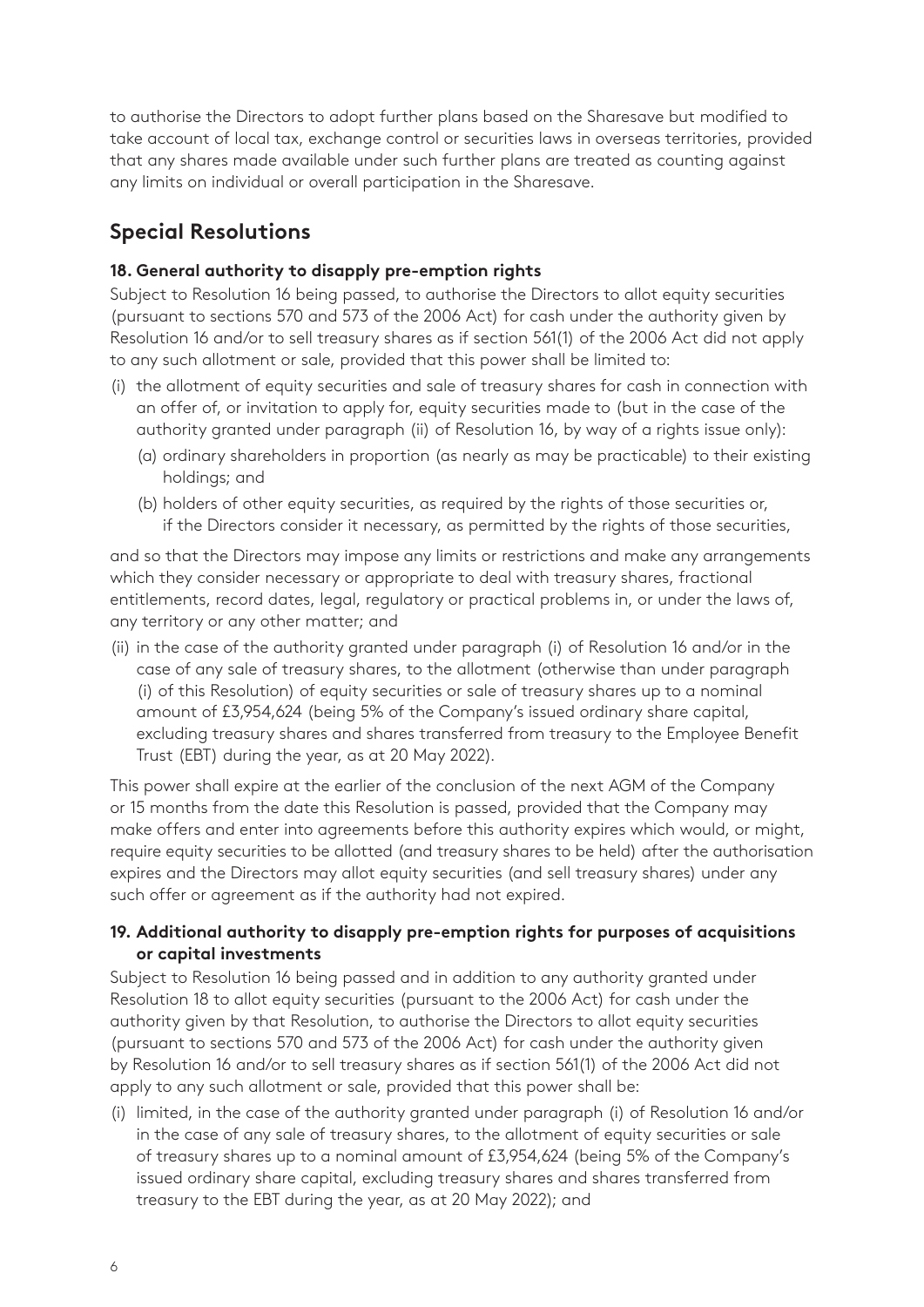to authorise the Directors to adopt further plans based on the Sharesave but modified to take account of local tax, exchange control or securities laws in overseas territories, provided that any shares made available under such further plans are treated as counting against any limits on individual or overall participation in the Sharesave.

## Special Resolutions

### 18. General authority to disapply pre-emption rights

Subject to Resolution 16 being passed, to authorise the Directors to allot equity securities (pursuant to sections 570 and 573 of the 2006 Act) for cash under the authority given by Resolution 16 and/or to sell treasury shares as if section 561(1) of the 2006 Act did not apply to any such allotment or sale, provided that this power shall be limited to:

(i) the allotment of equity securities and sale of treasury shares for cash in connection with an offer of, or invitation to apply for, equity securities made to (but in the case of the authority granted under paragraph (ii) of Resolution 16, by way of a rights issue only):

  (a) ordinary shareholders in proportion (as nearly as may be practicable) to their existing holdings; and

  (b) holders of other equity securities, as required by the rights of those securities or, if the Directors consider it necessary, as permitted by the rights of those securities,

and so that the Directors may impose any limits or restrictions and make any arrangements which they consider necessary or appropriate to deal with treasury shares, fractional entitlements, record dates, legal, regulatory or practical problems in, or under the laws of, any territory or any other matter; and

(ii) in the case of the authority granted under paragraph (i) of Resolution 16 and/or in the case of any sale of treasury shares, to the allotment (otherwise than under paragraph (i) of this Resolution) of equity securities or sale of treasury shares up to a nominal amount of £3,954,624 (being 5% of the Company's issued ordinary share capital, excluding treasury shares and shares transferred from treasury to the Employee Benefit Trust (EBT) during the year, as at 20 May 2022).

This power shall expire at the earlier of the conclusion of the next AGM of the Company or 15 months from the date this Resolution is passed, provided that the Company may make offers and enter into agreements before this authority expires which would, or might, require equity securities to be allotted (and treasury shares to be held) after the authorisation expires and the Directors may allot equity securities (and sell treasury shares) under any such offer or agreement as if the authority had not expired.

### 19. Additional authority to disapply pre-emption rights for purposes of acquisitions or capital investments

Subject to Resolution 16 being passed and in addition to any authority granted under Resolution 18 to allot equity securities (pursuant to the 2006 Act) for cash under the authority given by that Resolution, to authorise the Directors to allot equity securities (pursuant to sections 570 and 573 of the 2006 Act) for cash under the authority given by Resolution 16 and/or to sell treasury shares as if section 561(1) of the 2006 Act did not apply to any such allotment or sale, provided that this power shall be:

(i) limited, in the case of the authority granted under paragraph (i) of Resolution 16 and/or in the case of any sale of treasury shares, to the allotment of equity securities or sale of treasury shares up to a nominal amount of £3,954,624 (being 5% of the Company's issued ordinary share capital, excluding treasury shares and shares transferred from treasury to the EBT during the year, as at 20 May 2022); and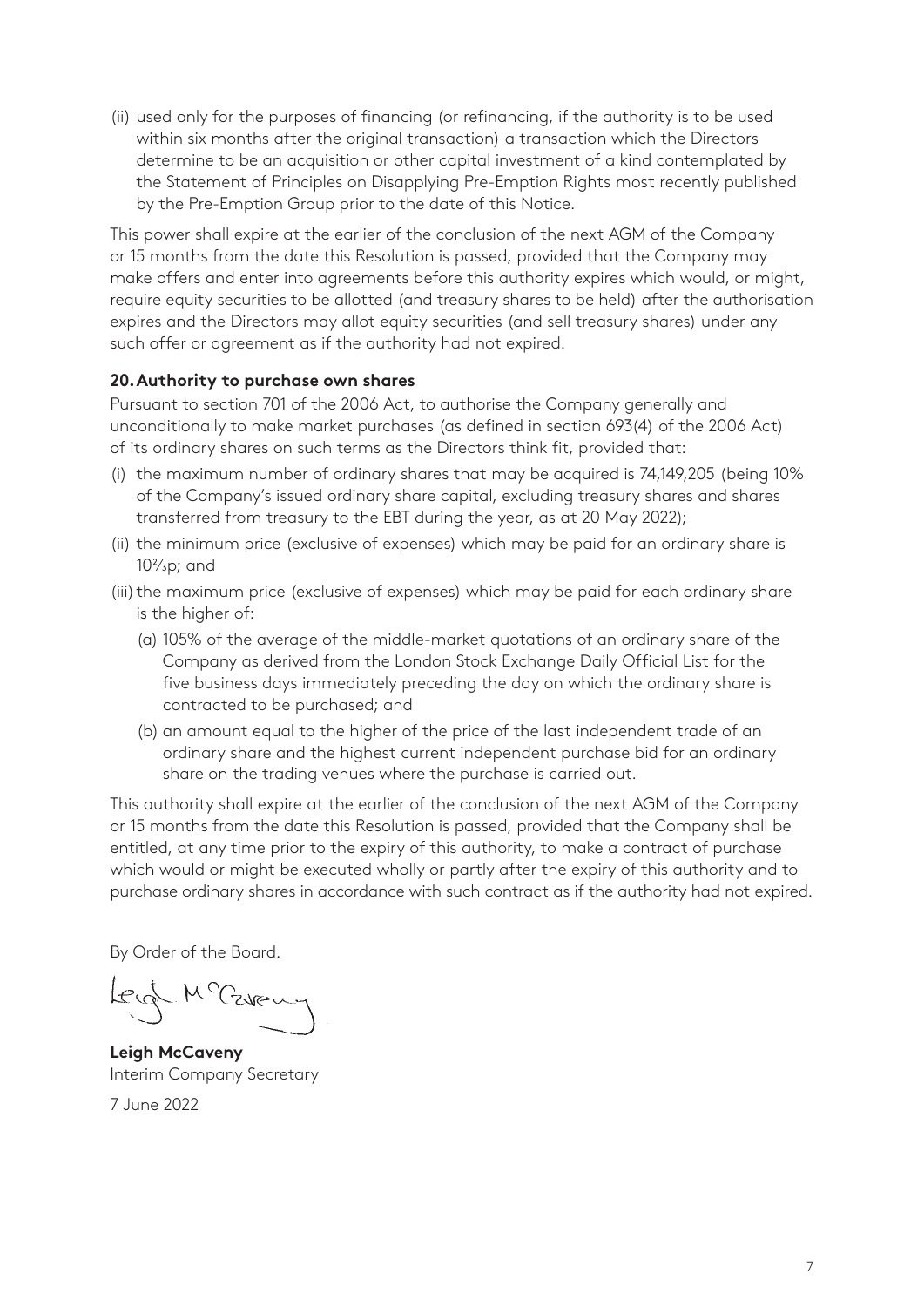(ii) used only for the purposes of financing (or refinancing, if the authority is to be used within six months after the original transaction) a transaction which the Directors determine to be an acquisition or other capital investment of a kind contemplated by the Statement of Principles on Disapplying Pre-Emption Rights most recently published by the Pre-Emption Group prior to the date of this Notice.

This power shall expire at the earlier of the conclusion of the next AGM of the Company or 15 months from the date this Resolution is passed, provided that the Company may make offers and enter into agreements before this authority expires which would, or might, require equity securities to be allotted (and treasury shares to be held) after the authorisation expires and the Directors may allot equity securities (and sell treasury shares) under any such offer or agreement as if the authority had not expired.

**20. Authority to purchase own shares**

Pursuant to section 701 of the 2006 Act, to authorise the Company generally and unconditionally to make market purchases (as defined in section 693(4) of the 2006 Act) of its ordinary shares on such terms as the Directors think fit, provided that:

(i) the maximum number of ordinary shares that may be acquired is 74,149,205 (being 10% of the Company's issued ordinary share capital, excluding treasury shares and shares transferred from treasury to the EBT during the year, as at 20 May 2022);

(ii) the minimum price (exclusive of expenses) which may be paid for an ordinary share is 10⅔p; and

(iii) the maximum price (exclusive of expenses) which may be paid for each ordinary share is the higher of:

(a) 105% of the average of the middle-market quotations of an ordinary share of the Company as derived from the London Stock Exchange Daily Official List for the five business days immediately preceding the day on which the ordinary share is contracted to be purchased; and

(b) an amount equal to the higher of the price of the last independent trade of an ordinary share and the highest current independent purchase bid for an ordinary share on the trading venues where the purchase is carried out.

This authority shall expire at the earlier of the conclusion of the next AGM of the Company or 15 months from the date this Resolution is passed, provided that the Company shall be entitled, at any time prior to the expiry of this authority, to make a contract of purchase which would or might be executed wholly or partly after the expiry of this authority and to purchase ordinary shares in accordance with such contract as if the authority had not expired.

By Order of the Board.

**Leigh McCaveny**
Interim Company Secretary

7 June 2022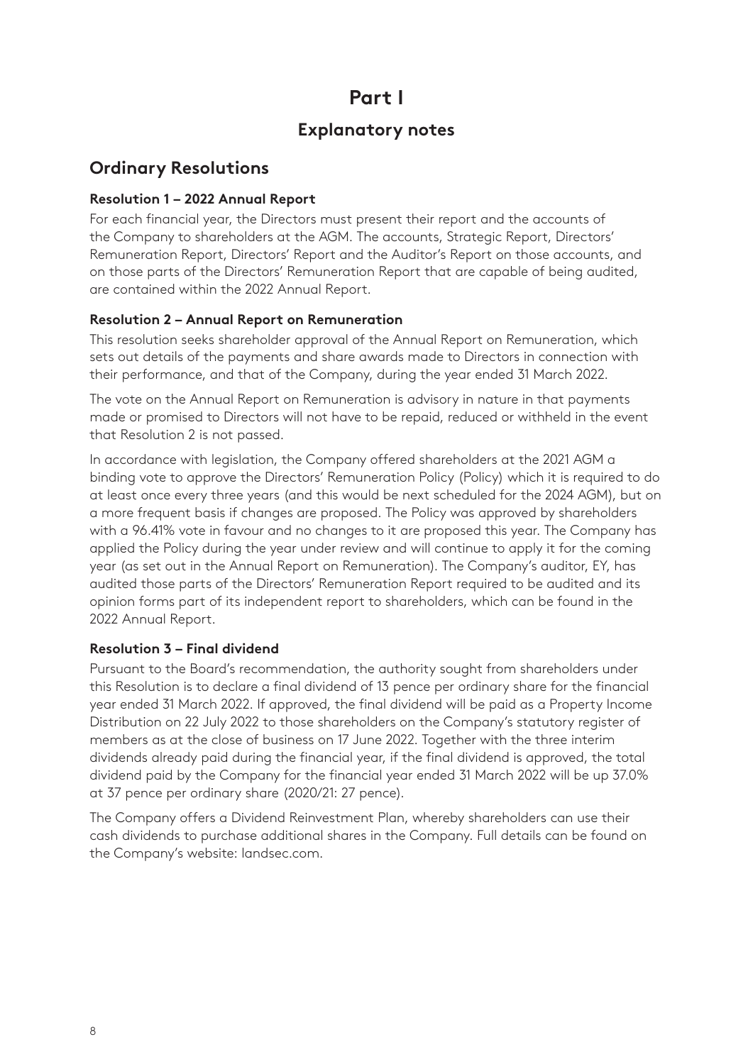# Part I

## Explanatory notes

## Ordinary Resolutions

### Resolution 1 – 2022 Annual Report

For each financial year, the Directors must present their report and the accounts of the Company to shareholders at the AGM. The accounts, Strategic Report, Directors' Remuneration Report, Directors' Report and the Auditor's Report on those accounts, and on those parts of the Directors' Remuneration Report that are capable of being audited, are contained within the 2022 Annual Report.

### Resolution 2 – Annual Report on Remuneration

This resolution seeks shareholder approval of the Annual Report on Remuneration, which sets out details of the payments and share awards made to Directors in connection with their performance, and that of the Company, during the year ended 31 March 2022.

The vote on the Annual Report on Remuneration is advisory in nature in that payments made or promised to Directors will not have to be repaid, reduced or withheld in the event that Resolution 2 is not passed.

In accordance with legislation, the Company offered shareholders at the 2021 AGM a binding vote to approve the Directors' Remuneration Policy (Policy) which it is required to do at least once every three years (and this would be next scheduled for the 2024 AGM), but on a more frequent basis if changes are proposed. The Policy was approved by shareholders with a 96.41% vote in favour and no changes to it are proposed this year. The Company has applied the Policy during the year under review and will continue to apply it for the coming year (as set out in the Annual Report on Remuneration). The Company's auditor, EY, has audited those parts of the Directors' Remuneration Report required to be audited and its opinion forms part of its independent report to shareholders, which can be found in the 2022 Annual Report.

### Resolution 3 – Final dividend

Pursuant to the Board's recommendation, the authority sought from shareholders under this Resolution is to declare a final dividend of 13 pence per ordinary share for the financial year ended 31 March 2022. If approved, the final dividend will be paid as a Property Income Distribution on 22 July 2022 to those shareholders on the Company's statutory register of members as at the close of business on 17 June 2022. Together with the three interim dividends already paid during the financial year, if the final dividend is approved, the total dividend paid by the Company for the financial year ended 31 March 2022 will be up 37.0% at 37 pence per ordinary share (2020/21: 27 pence).

The Company offers a Dividend Reinvestment Plan, whereby shareholders can use their cash dividends to purchase additional shares in the Company. Full details can be found on the Company's website: landsec.com.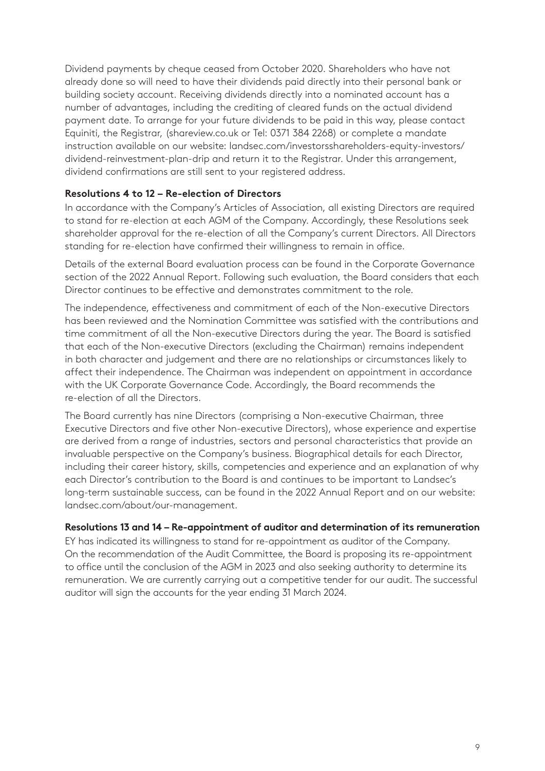Dividend payments by cheque ceased from October 2020. Shareholders who have not already done so will need to have their dividends paid directly into their personal bank or building society account. Receiving dividends directly into a nominated account has a number of advantages, including the crediting of cleared funds on the actual dividend payment date. To arrange for your future dividends to be paid in this way, please contact Equiniti, the Registrar, (shareview.co.uk or Tel: 0371 384 2268) or complete a mandate instruction available on our website: landsec.com/investorsshareholders-equity-investors/dividend-reinvestment-plan-drip and return it to the Registrar. Under this arrangement, dividend confirmations are still sent to your registered address.

**Resolutions 4 to 12 – Re-election of Directors**

In accordance with the Company's Articles of Association, all existing Directors are required to stand for re-election at each AGM of the Company. Accordingly, these Resolutions seek shareholder approval for the re-election of all the Company's current Directors. All Directors standing for re-election have confirmed their willingness to remain in office.

Details of the external Board evaluation process can be found in the Corporate Governance section of the 2022 Annual Report. Following such evaluation, the Board considers that each Director continues to be effective and demonstrates commitment to the role.

The independence, effectiveness and commitment of each of the Non-executive Directors has been reviewed and the Nomination Committee was satisfied with the contributions and time commitment of all the Non-executive Directors during the year. The Board is satisfied that each of the Non-executive Directors (excluding the Chairman) remains independent in both character and judgement and there are no relationships or circumstances likely to affect their independence. The Chairman was independent on appointment in accordance with the UK Corporate Governance Code. Accordingly, the Board recommends the re-election of all the Directors.

The Board currently has nine Directors (comprising a Non-executive Chairman, three Executive Directors and five other Non-executive Directors), whose experience and expertise are derived from a range of industries, sectors and personal characteristics that provide an invaluable perspective on the Company's business. Biographical details for each Director, including their career history, skills, competencies and experience and an explanation of why each Director's contribution to the Board is and continues to be important to Landsec's long-term sustainable success, can be found in the 2022 Annual Report and on our website: landsec.com/about/our-management.

**Resolutions 13 and 14 – Re-appointment of auditor and determination of its remuneration**

EY has indicated its willingness to stand for re-appointment as auditor of the Company. On the recommendation of the Audit Committee, the Board is proposing its re-appointment to office until the conclusion of the AGM in 2023 and also seeking authority to determine its remuneration. We are currently carrying out a competitive tender for our audit. The successful auditor will sign the accounts for the year ending 31 March 2024.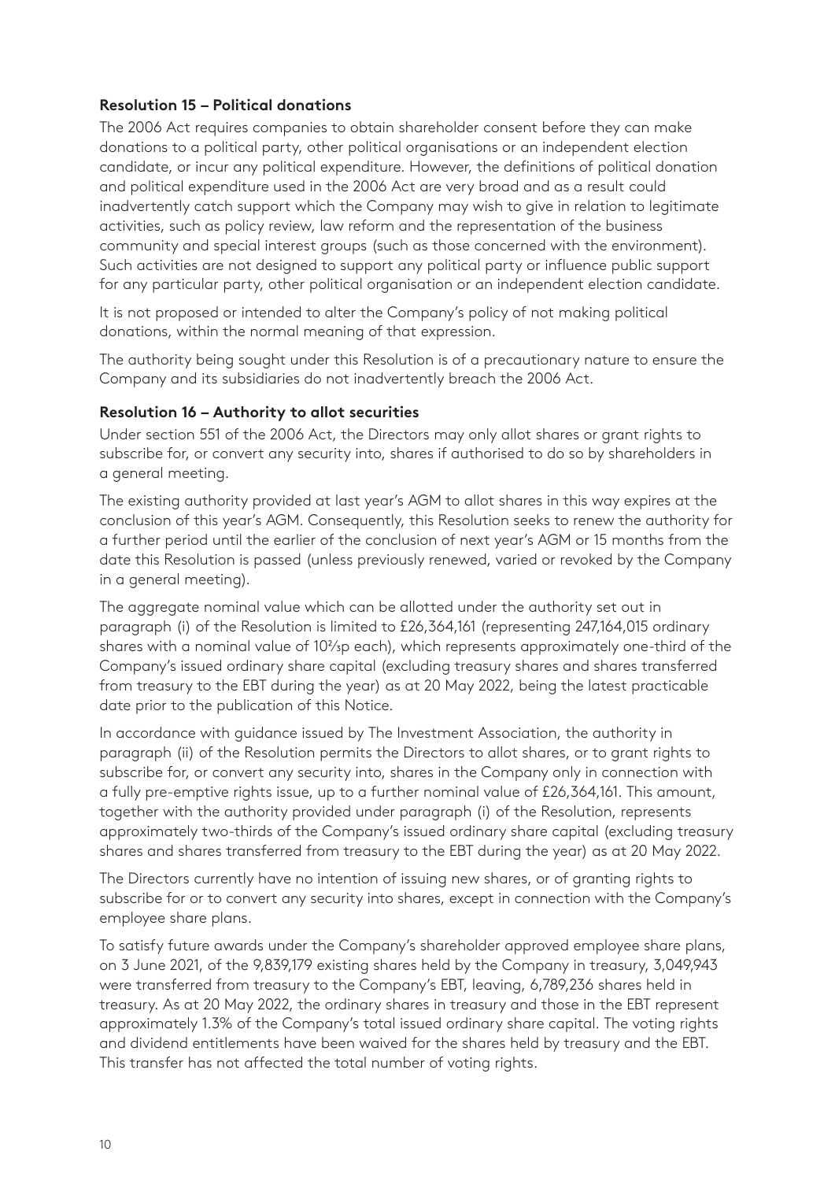### Resolution 15 – Political donations

The 2006 Act requires companies to obtain shareholder consent before they can make donations to a political party, other political organisations or an independent election candidate, or incur any political expenditure. However, the definitions of political donation and political expenditure used in the 2006 Act are very broad and as a result could inadvertently catch support which the Company may wish to give in relation to legitimate activities, such as policy review, law reform and the representation of the business community and special interest groups (such as those concerned with the environment). Such activities are not designed to support any political party or influence public support for any particular party, other political organisation or an independent election candidate.

It is not proposed or intended to alter the Company's policy of not making political donations, within the normal meaning of that expression.

The authority being sought under this Resolution is of a precautionary nature to ensure the Company and its subsidiaries do not inadvertently breach the 2006 Act.

### Resolution 16 – Authority to allot securities

Under section 551 of the 2006 Act, the Directors may only allot shares or grant rights to subscribe for, or convert any security into, shares if authorised to do so by shareholders in a general meeting.

The existing authority provided at last year's AGM to allot shares in this way expires at the conclusion of this year's AGM. Consequently, this Resolution seeks to renew the authority for a further period until the earlier of the conclusion of next year's AGM or 15 months from the date this Resolution is passed (unless previously renewed, varied or revoked by the Company in a general meeting).

The aggregate nominal value which can be allotted under the authority set out in paragraph (i) of the Resolution is limited to £26,364,161 (representing 247,164,015 ordinary shares with a nominal value of 10⅔p each), which represents approximately one-third of the Company's issued ordinary share capital (excluding treasury shares and shares transferred from treasury to the EBT during the year) as at 20 May 2022, being the latest practicable date prior to the publication of this Notice.

In accordance with guidance issued by The Investment Association, the authority in paragraph (ii) of the Resolution permits the Directors to allot shares, or to grant rights to subscribe for, or convert any security into, shares in the Company only in connection with a fully pre-emptive rights issue, up to a further nominal value of £26,364,161. This amount, together with the authority provided under paragraph (i) of the Resolution, represents approximately two-thirds of the Company's issued ordinary share capital (excluding treasury shares and shares transferred from treasury to the EBT during the year) as at 20 May 2022.

The Directors currently have no intention of issuing new shares, or of granting rights to subscribe for or to convert any security into shares, except in connection with the Company's employee share plans.

To satisfy future awards under the Company's shareholder approved employee share plans, on 3 June 2021, of the 9,839,179 existing shares held by the Company in treasury, 3,049,943 were transferred from treasury to the Company's EBT, leaving, 6,789,236 shares held in treasury. As at 20 May 2022, the ordinary shares in treasury and those in the EBT represent approximately 1.3% of the Company's total issued ordinary share capital. The voting rights and dividend entitlements have been waived for the shares held by treasury and the EBT. This transfer has not affected the total number of voting rights.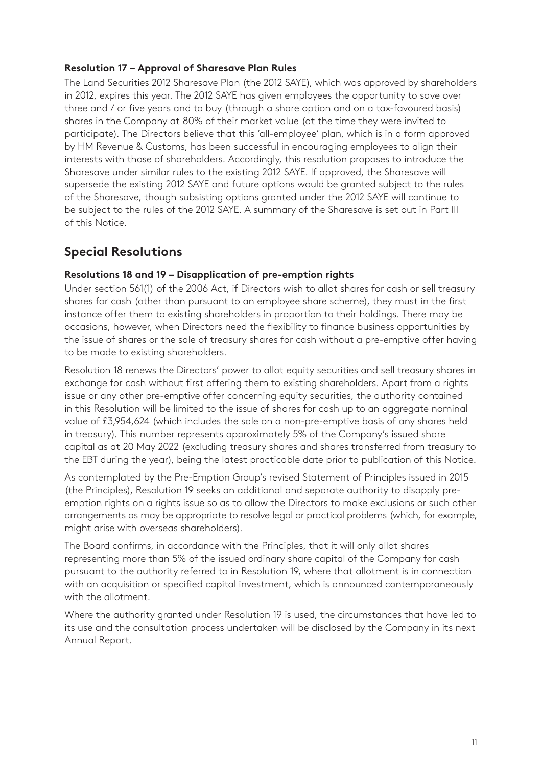### Resolution 17 – Approval of Sharesave Plan Rules

The Land Securities 2012 Sharesave Plan (the 2012 SAYE), which was approved by shareholders in 2012, expires this year. The 2012 SAYE has given employees the opportunity to save over three and / or five years and to buy (through a share option and on a tax-favoured basis) shares in the Company at 80% of their market value (at the time they were invited to participate). The Directors believe that this 'all-employee' plan, which is in a form approved by HM Revenue & Customs, has been successful in encouraging employees to align their interests with those of shareholders. Accordingly, this resolution proposes to introduce the Sharesave under similar rules to the existing 2012 SAYE. If approved, the Sharesave will supersede the existing 2012 SAYE and future options would be granted subject to the rules of the Sharesave, though subsisting options granted under the 2012 SAYE will continue to be subject to the rules of the 2012 SAYE. A summary of the Sharesave is set out in Part III of this Notice.

## Special Resolutions

### Resolutions 18 and 19 – Disapplication of pre-emption rights

Under section 561(1) of the 2006 Act, if Directors wish to allot shares for cash or sell treasury shares for cash (other than pursuant to an employee share scheme), they must in the first instance offer them to existing shareholders in proportion to their holdings. There may be occasions, however, when Directors need the flexibility to finance business opportunities by the issue of shares or the sale of treasury shares for cash without a pre-emptive offer having to be made to existing shareholders.

Resolution 18 renews the Directors' power to allot equity securities and sell treasury shares in exchange for cash without first offering them to existing shareholders. Apart from a rights issue or any other pre-emptive offer concerning equity securities, the authority contained in this Resolution will be limited to the issue of shares for cash up to an aggregate nominal value of £3,954,624 (which includes the sale on a non-pre-emptive basis of any shares held in treasury). This number represents approximately 5% of the Company's issued share capital as at 20 May 2022 (excluding treasury shares and shares transferred from treasury to the EBT during the year), being the latest practicable date prior to publication of this Notice.

As contemplated by the Pre-Emption Group's revised Statement of Principles issued in 2015 (the Principles), Resolution 19 seeks an additional and separate authority to disapply pre-emption rights on a rights issue so as to allow the Directors to make exclusions or such other arrangements as may be appropriate to resolve legal or practical problems (which, for example, might arise with overseas shareholders).

The Board confirms, in accordance with the Principles, that it will only allot shares representing more than 5% of the issued ordinary share capital of the Company for cash pursuant to the authority referred to in Resolution 19, where that allotment is in connection with an acquisition or specified capital investment, which is announced contemporaneously with the allotment.

Where the authority granted under Resolution 19 is used, the circumstances that have led to its use and the consultation process undertaken will be disclosed by the Company in its next Annual Report.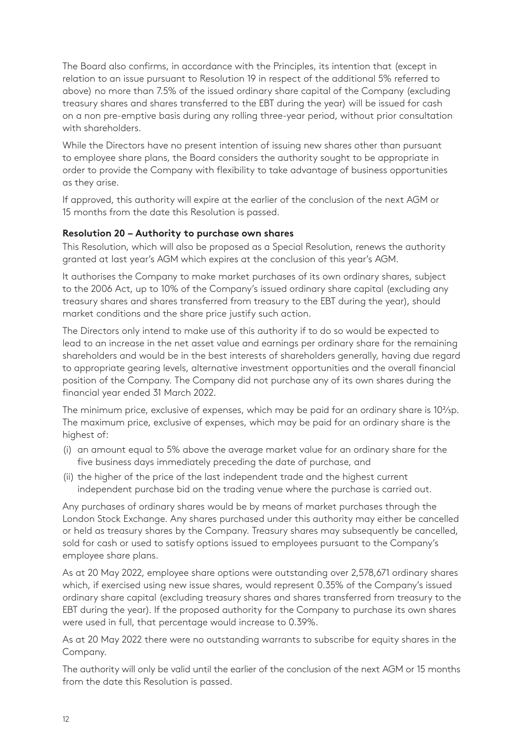The Board also confirms, in accordance with the Principles, its intention that (except in relation to an issue pursuant to Resolution 19 in respect of the additional 5% referred to above) no more than 7.5% of the issued ordinary share capital of the Company (excluding treasury shares and shares transferred to the EBT during the year) will be issued for cash on a non pre-emptive basis during any rolling three-year period, without prior consultation with shareholders.

While the Directors have no present intention of issuing new shares other than pursuant to employee share plans, the Board considers the authority sought to be appropriate in order to provide the Company with flexibility to take advantage of business opportunities as they arise.

If approved, this authority will expire at the earlier of the conclusion of the next AGM or 15 months from the date this Resolution is passed.

**Resolution 20 – Authority to purchase own shares**

This Resolution, which will also be proposed as a Special Resolution, renews the authority granted at last year's AGM which expires at the conclusion of this year's AGM.

It authorises the Company to make market purchases of its own ordinary shares, subject to the 2006 Act, up to 10% of the Company's issued ordinary share capital (excluding any treasury shares and shares transferred from treasury to the EBT during the year), should market conditions and the share price justify such action.

The Directors only intend to make use of this authority if to do so would be expected to lead to an increase in the net asset value and earnings per ordinary share for the remaining shareholders and would be in the best interests of shareholders generally, having due regard to appropriate gearing levels, alternative investment opportunities and the overall financial position of the Company. The Company did not purchase any of its own shares during the financial year ended 31 March 2022.

The minimum price, exclusive of expenses, which may be paid for an ordinary share is 10⅔p. The maximum price, exclusive of expenses, which may be paid for an ordinary share is the highest of:

(i) an amount equal to 5% above the average market value for an ordinary share for the five business days immediately preceding the date of purchase, and

(ii) the higher of the price of the last independent trade and the highest current independent purchase bid on the trading venue where the purchase is carried out.

Any purchases of ordinary shares would be by means of market purchases through the London Stock Exchange. Any shares purchased under this authority may either be cancelled or held as treasury shares by the Company. Treasury shares may subsequently be cancelled, sold for cash or used to satisfy options issued to employees pursuant to the Company's employee share plans.

As at 20 May 2022, employee share options were outstanding over 2,578,671 ordinary shares which, if exercised using new issue shares, would represent 0.35% of the Company's issued ordinary share capital (excluding treasury shares and shares transferred from treasury to the EBT during the year). If the proposed authority for the Company to purchase its own shares were used in full, that percentage would increase to 0.39%.

As at 20 May 2022 there were no outstanding warrants to subscribe for equity shares in the Company.

The authority will only be valid until the earlier of the conclusion of the next AGM or 15 months from the date this Resolution is passed.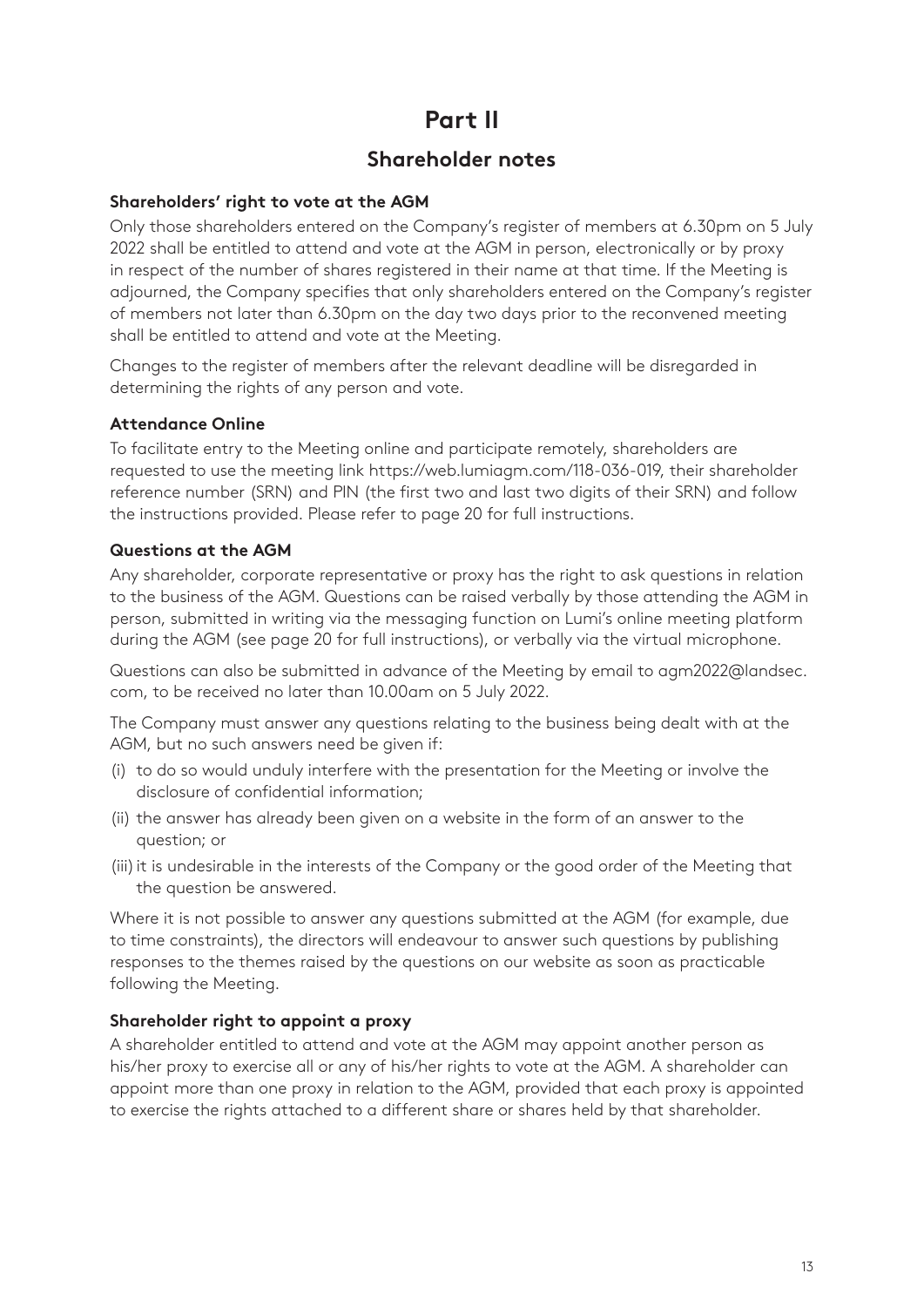# Part II

## Shareholder notes

### Shareholders' right to vote at the AGM

Only those shareholders entered on the Company's register of members at 6.30pm on 5 July 2022 shall be entitled to attend and vote at the AGM in person, electronically or by proxy in respect of the number of shares registered in their name at that time. If the Meeting is adjourned, the Company specifies that only shareholders entered on the Company's register of members not later than 6.30pm on the day two days prior to the reconvened meeting shall be entitled to attend and vote at the Meeting.

Changes to the register of members after the relevant deadline will be disregarded in determining the rights of any person and vote.

### Attendance Online

To facilitate entry to the Meeting online and participate remotely, shareholders are requested to use the meeting link https://web.lumiagm.com/118-036-019, their shareholder reference number (SRN) and PIN (the first two and last two digits of their SRN) and follow the instructions provided. Please refer to page 20 for full instructions.

### Questions at the AGM

Any shareholder, corporate representative or proxy has the right to ask questions in relation to the business of the AGM. Questions can be raised verbally by those attending the AGM in person, submitted in writing via the messaging function on Lumi's online meeting platform during the AGM (see page 20 for full instructions), or verbally via the virtual microphone.

Questions can also be submitted in advance of the Meeting by email to agm2022@landsec.com, to be received no later than 10.00am on 5 July 2022.

The Company must answer any questions relating to the business being dealt with at the AGM, but no such answers need be given if:

(i) to do so would unduly interfere with the presentation for the Meeting or involve the disclosure of confidential information;

(ii) the answer has already been given on a website in the form of an answer to the question; or

(iii) it is undesirable in the interests of the Company or the good order of the Meeting that the question be answered.

Where it is not possible to answer any questions submitted at the AGM (for example, due to time constraints), the directors will endeavour to answer such questions by publishing responses to the themes raised by the questions on our website as soon as practicable following the Meeting.

### Shareholder right to appoint a proxy

A shareholder entitled to attend and vote at the AGM may appoint another person as his/her proxy to exercise all or any of his/her rights to vote at the AGM. A shareholder can appoint more than one proxy in relation to the AGM, provided that each proxy is appointed to exercise the rights attached to a different share or shares held by that shareholder.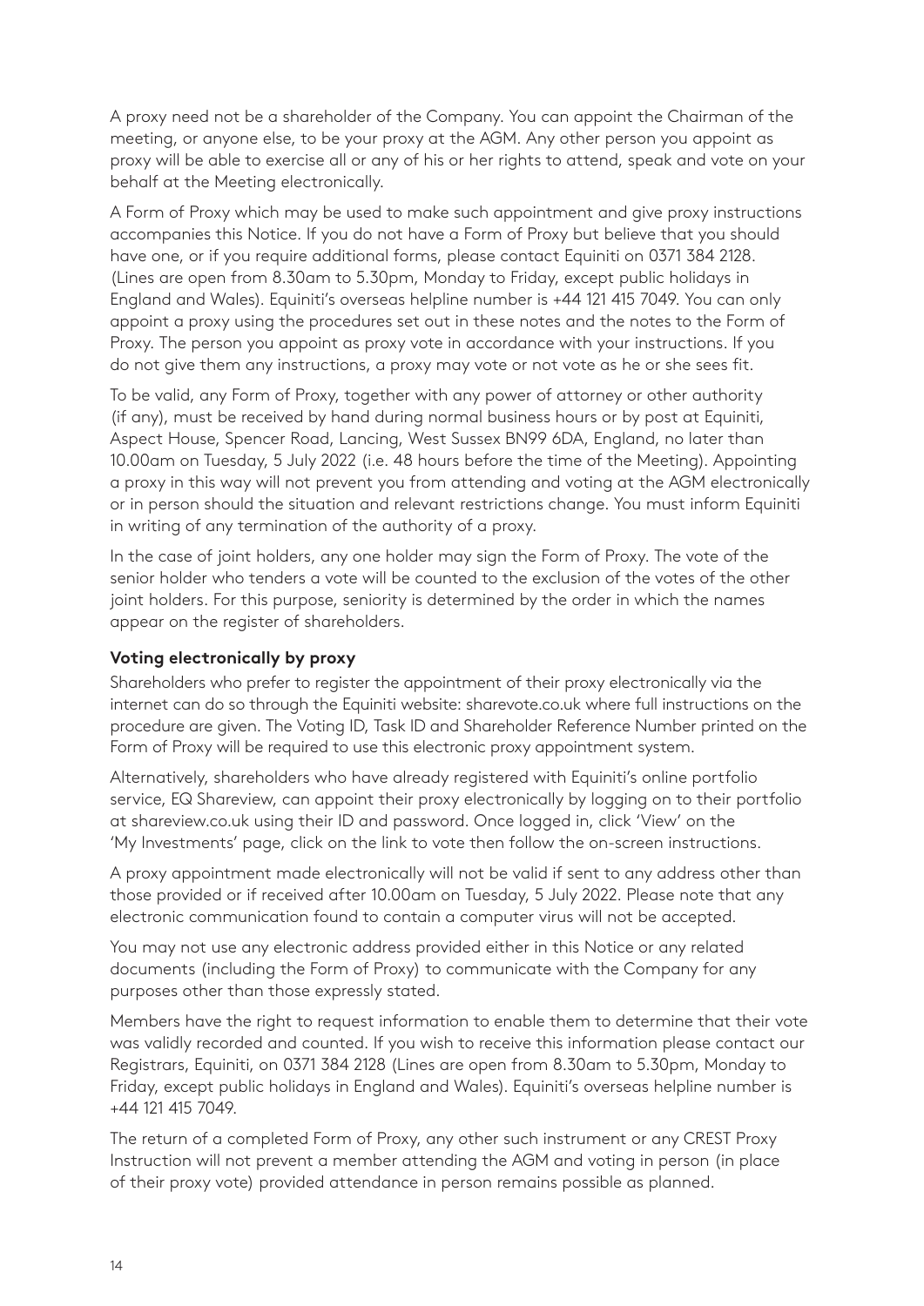A proxy need not be a shareholder of the Company. You can appoint the Chairman of the meeting, or anyone else, to be your proxy at the AGM. Any other person you appoint as proxy will be able to exercise all or any of his or her rights to attend, speak and vote on your behalf at the Meeting electronically.

A Form of Proxy which may be used to make such appointment and give proxy instructions accompanies this Notice. If you do not have a Form of Proxy but believe that you should have one, or if you require additional forms, please contact Equiniti on 0371 384 2128. (Lines are open from 8.30am to 5.30pm, Monday to Friday, except public holidays in England and Wales). Equiniti's overseas helpline number is +44 121 415 7049. You can only appoint a proxy using the procedures set out in these notes and the notes to the Form of Proxy. The person you appoint as proxy vote in accordance with your instructions. If you do not give them any instructions, a proxy may vote or not vote as he or she sees fit.

To be valid, any Form of Proxy, together with any power of attorney or other authority (if any), must be received by hand during normal business hours or by post at Equiniti, Aspect House, Spencer Road, Lancing, West Sussex BN99 6DA, England, no later than 10.00am on Tuesday, 5 July 2022 (i.e. 48 hours before the time of the Meeting). Appointing a proxy in this way will not prevent you from attending and voting at the AGM electronically or in person should the situation and relevant restrictions change. You must inform Equiniti in writing of any termination of the authority of a proxy.

In the case of joint holders, any one holder may sign the Form of Proxy. The vote of the senior holder who tenders a vote will be counted to the exclusion of the votes of the other joint holders. For this purpose, seniority is determined by the order in which the names appear on the register of shareholders.

**Voting electronically by proxy**

Shareholders who prefer to register the appointment of their proxy electronically via the internet can do so through the Equiniti website: sharevote.co.uk where full instructions on the procedure are given. The Voting ID, Task ID and Shareholder Reference Number printed on the Form of Proxy will be required to use this electronic proxy appointment system.

Alternatively, shareholders who have already registered with Equiniti's online portfolio service, EQ Shareview, can appoint their proxy electronically by logging on to their portfolio at shareview.co.uk using their ID and password. Once logged in, click 'View' on the 'My Investments' page, click on the link to vote then follow the on-screen instructions.

A proxy appointment made electronically will not be valid if sent to any address other than those provided or if received after 10.00am on Tuesday, 5 July 2022. Please note that any electronic communication found to contain a computer virus will not be accepted.

You may not use any electronic address provided either in this Notice or any related documents (including the Form of Proxy) to communicate with the Company for any purposes other than those expressly stated.

Members have the right to request information to enable them to determine that their vote was validly recorded and counted. If you wish to receive this information please contact our Registrars, Equiniti, on 0371 384 2128 (Lines are open from 8.30am to 5.30pm, Monday to Friday, except public holidays in England and Wales). Equiniti's overseas helpline number is +44 121 415 7049.

The return of a completed Form of Proxy, any other such instrument or any CREST Proxy Instruction will not prevent a member attending the AGM and voting in person (in place of their proxy vote) provided attendance in person remains possible as planned.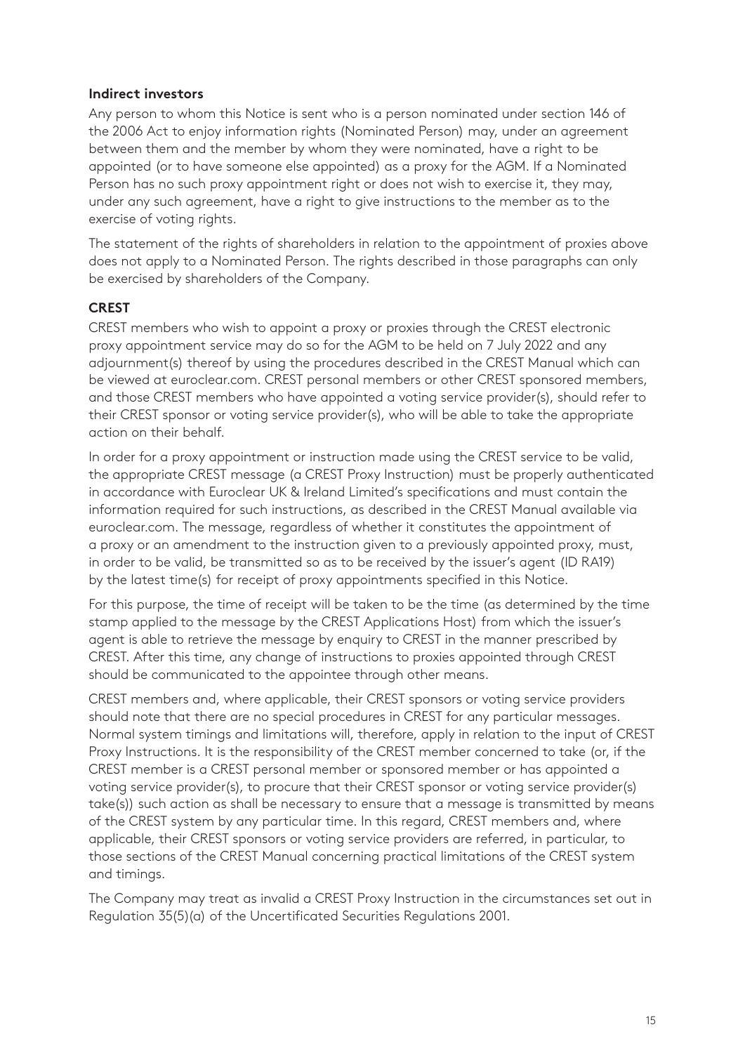**Indirect investors**

Any person to whom this Notice is sent who is a person nominated under section 146 of the 2006 Act to enjoy information rights (Nominated Person) may, under an agreement between them and the member by whom they were nominated, have a right to be appointed (or to have someone else appointed) as a proxy for the AGM. If a Nominated Person has no such proxy appointment right or does not wish to exercise it, they may, under any such agreement, have a right to give instructions to the member as to the exercise of voting rights.

The statement of the rights of shareholders in relation to the appointment of proxies above does not apply to a Nominated Person. The rights described in those paragraphs can only be exercised by shareholders of the Company.

**CREST**

CREST members who wish to appoint a proxy or proxies through the CREST electronic proxy appointment service may do so for the AGM to be held on 7 July 2022 and any adjournment(s) thereof by using the procedures described in the CREST Manual which can be viewed at euroclear.com. CREST personal members or other CREST sponsored members, and those CREST members who have appointed a voting service provider(s), should refer to their CREST sponsor or voting service provider(s), who will be able to take the appropriate action on their behalf.

In order for a proxy appointment or instruction made using the CREST service to be valid, the appropriate CREST message (a CREST Proxy Instruction) must be properly authenticated in accordance with Euroclear UK & Ireland Limited's specifications and must contain the information required for such instructions, as described in the CREST Manual available via euroclear.com. The message, regardless of whether it constitutes the appointment of a proxy or an amendment to the instruction given to a previously appointed proxy, must, in order to be valid, be transmitted so as to be received by the issuer's agent (ID RA19) by the latest time(s) for receipt of proxy appointments specified in this Notice.

For this purpose, the time of receipt will be taken to be the time (as determined by the time stamp applied to the message by the CREST Applications Host) from which the issuer's agent is able to retrieve the message by enquiry to CREST in the manner prescribed by CREST. After this time, any change of instructions to proxies appointed through CREST should be communicated to the appointee through other means.

CREST members and, where applicable, their CREST sponsors or voting service providers should note that there are no special procedures in CREST for any particular messages. Normal system timings and limitations will, therefore, apply in relation to the input of CREST Proxy Instructions. It is the responsibility of the CREST member concerned to take (or, if the CREST member is a CREST personal member or sponsored member or has appointed a voting service provider(s), to procure that their CREST sponsor or voting service provider(s) take(s)) such action as shall be necessary to ensure that a message is transmitted by means of the CREST system by any particular time. In this regard, CREST members and, where applicable, their CREST sponsors or voting service providers are referred, in particular, to those sections of the CREST Manual concerning practical limitations of the CREST system and timings.

The Company may treat as invalid a CREST Proxy Instruction in the circumstances set out in Regulation 35(5)(a) of the Uncertificated Securities Regulations 2001.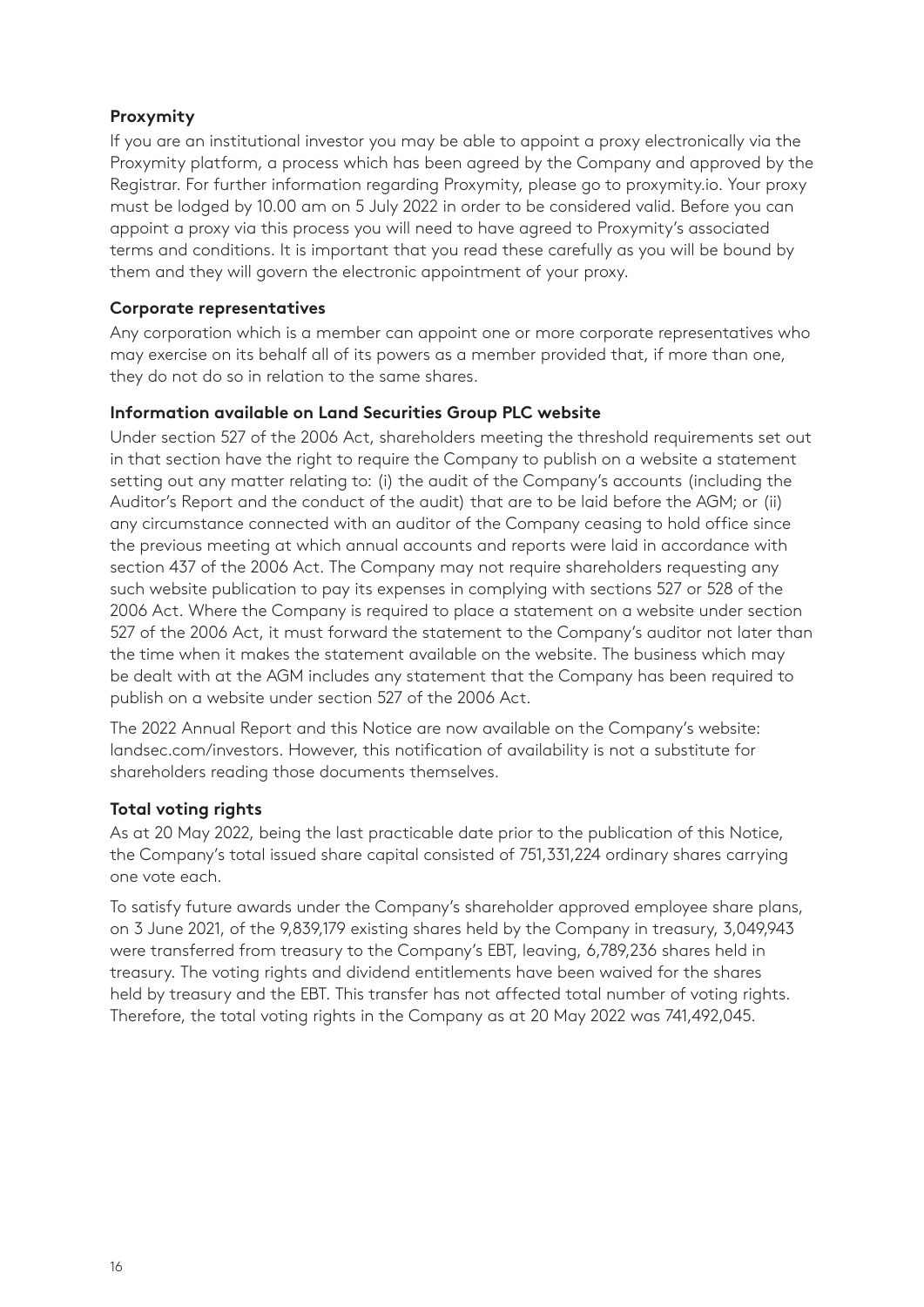**Proxymity**

If you are an institutional investor you may be able to appoint a proxy electronically via the Proxymity platform, a process which has been agreed by the Company and approved by the Registrar. For further information regarding Proxymity, please go to proxymity.io. Your proxy must be lodged by 10.00 am on 5 July 2022 in order to be considered valid. Before you can appoint a proxy via this process you will need to have agreed to Proxymity's associated terms and conditions. It is important that you read these carefully as you will be bound by them and they will govern the electronic appointment of your proxy.

**Corporate representatives**

Any corporation which is a member can appoint one or more corporate representatives who may exercise on its behalf all of its powers as a member provided that, if more than one, they do not do so in relation to the same shares.

**Information available on Land Securities Group PLC website**

Under section 527 of the 2006 Act, shareholders meeting the threshold requirements set out in that section have the right to require the Company to publish on a website a statement setting out any matter relating to: (i) the audit of the Company's accounts (including the Auditor's Report and the conduct of the audit) that are to be laid before the AGM; or (ii) any circumstance connected with an auditor of the Company ceasing to hold office since the previous meeting at which annual accounts and reports were laid in accordance with section 437 of the 2006 Act. The Company may not require shareholders requesting any such website publication to pay its expenses in complying with sections 527 or 528 of the 2006 Act. Where the Company is required to place a statement on a website under section 527 of the 2006 Act, it must forward the statement to the Company's auditor not later than the time when it makes the statement available on the website. The business which may be dealt with at the AGM includes any statement that the Company has been required to publish on a website under section 527 of the 2006 Act.

The 2022 Annual Report and this Notice are now available on the Company's website: landsec.com/investors. However, this notification of availability is not a substitute for shareholders reading those documents themselves.

**Total voting rights**

As at 20 May 2022, being the last practicable date prior to the publication of this Notice, the Company's total issued share capital consisted of 751,331,224 ordinary shares carrying one vote each.

To satisfy future awards under the Company's shareholder approved employee share plans, on 3 June 2021, of the 9,839,179 existing shares held by the Company in treasury, 3,049,943 were transferred from treasury to the Company's EBT, leaving, 6,789,236 shares held in treasury. The voting rights and dividend entitlements have been waived for the shares held by treasury and the EBT. This transfer has not affected total number of voting rights. Therefore, the total voting rights in the Company as at 20 May 2022 was 741,492,045.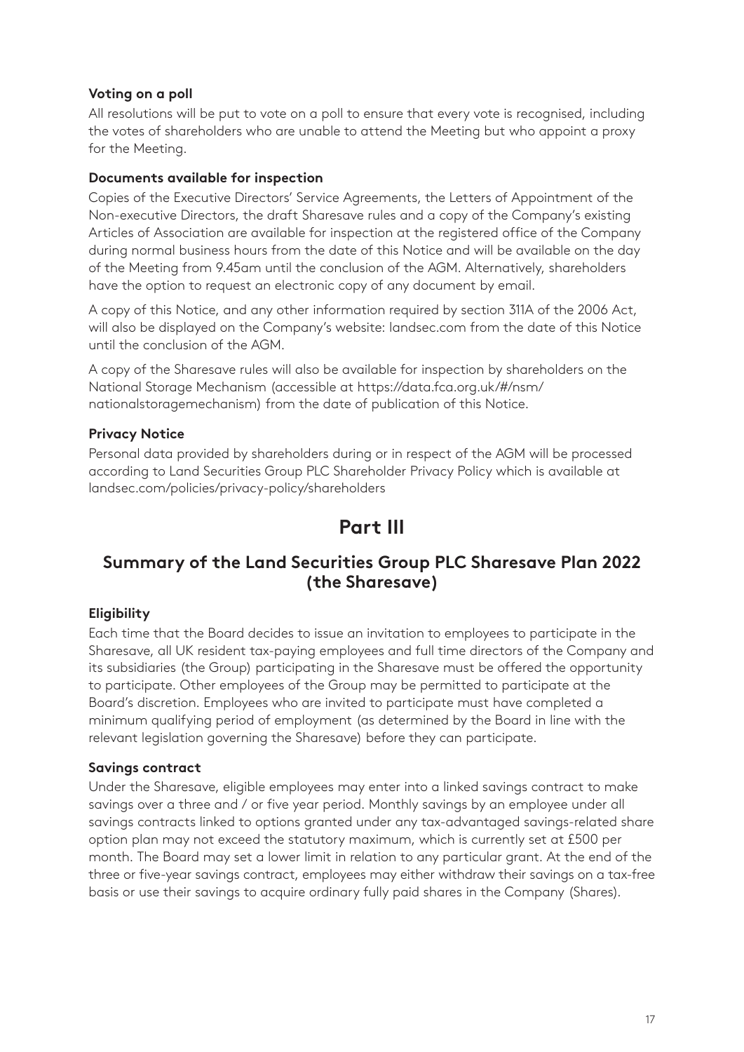**Voting on a poll**

All resolutions will be put to vote on a poll to ensure that every vote is recognised, including the votes of shareholders who are unable to attend the Meeting but who appoint a proxy for the Meeting.

**Documents available for inspection**

Copies of the Executive Directors' Service Agreements, the Letters of Appointment of the Non-executive Directors, the draft Sharesave rules and a copy of the Company's existing Articles of Association are available for inspection at the registered office of the Company during normal business hours from the date of this Notice and will be available on the day of the Meeting from 9.45am until the conclusion of the AGM. Alternatively, shareholders have the option to request an electronic copy of any document by email.

A copy of this Notice, and any other information required by section 311A of the 2006 Act, will also be displayed on the Company's website: landsec.com from the date of this Notice until the conclusion of the AGM.

A copy of the Sharesave rules will also be available for inspection by shareholders on the National Storage Mechanism (accessible at https://data.fca.org.uk/#/nsm/nationalstoragemechanism) from the date of publication of this Notice.

**Privacy Notice**

Personal data provided by shareholders during or in respect of the AGM will be processed according to Land Securities Group PLC Shareholder Privacy Policy which is available at landsec.com/policies/privacy-policy/shareholders

# Part III

## Summary of the Land Securities Group PLC Sharesave Plan 2022 (the Sharesave)

**Eligibility**

Each time that the Board decides to issue an invitation to employees to participate in the Sharesave, all UK resident tax-paying employees and full time directors of the Company and its subsidiaries (the Group) participating in the Sharesave must be offered the opportunity to participate. Other employees of the Group may be permitted to participate at the Board's discretion. Employees who are invited to participate must have completed a minimum qualifying period of employment (as determined by the Board in line with the relevant legislation governing the Sharesave) before they can participate.

**Savings contract**

Under the Sharesave, eligible employees may enter into a linked savings contract to make savings over a three and / or five year period. Monthly savings by an employee under all savings contracts linked to options granted under any tax-advantaged savings-related share option plan may not exceed the statutory maximum, which is currently set at £500 per month. The Board may set a lower limit in relation to any particular grant. At the end of the three or five-year savings contract, employees may either withdraw their savings on a tax-free basis or use their savings to acquire ordinary fully paid shares in the Company (Shares).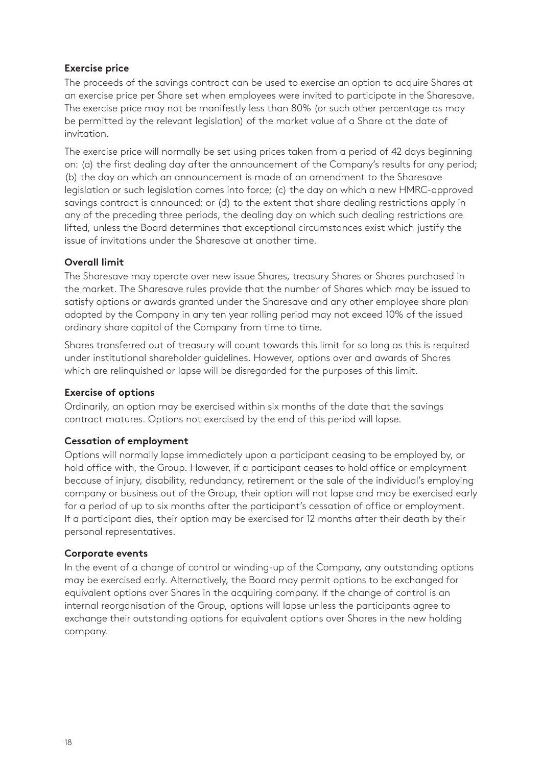**Exercise price**

The proceeds of the savings contract can be used to exercise an option to acquire Shares at an exercise price per Share set when employees were invited to participate in the Sharesave. The exercise price may not be manifestly less than 80% (or such other percentage as may be permitted by the relevant legislation) of the market value of a Share at the date of invitation.

The exercise price will normally be set using prices taken from a period of 42 days beginning on: (a) the first dealing day after the announcement of the Company's results for any period; (b) the day on which an announcement is made of an amendment to the Sharesave legislation or such legislation comes into force; (c) the day on which a new HMRC-approved savings contract is announced; or (d) to the extent that share dealing restrictions apply in any of the preceding three periods, the dealing day on which such dealing restrictions are lifted, unless the Board determines that exceptional circumstances exist which justify the issue of invitations under the Sharesave at another time.

**Overall limit**

The Sharesave may operate over new issue Shares, treasury Shares or Shares purchased in the market. The Sharesave rules provide that the number of Shares which may be issued to satisfy options or awards granted under the Sharesave and any other employee share plan adopted by the Company in any ten year rolling period may not exceed 10% of the issued ordinary share capital of the Company from time to time.

Shares transferred out of treasury will count towards this limit for so long as this is required under institutional shareholder guidelines. However, options over and awards of Shares which are relinquished or lapse will be disregarded for the purposes of this limit.

**Exercise of options**

Ordinarily, an option may be exercised within six months of the date that the savings contract matures. Options not exercised by the end of this period will lapse.

**Cessation of employment**

Options will normally lapse immediately upon a participant ceasing to be employed by, or hold office with, the Group. However, if a participant ceases to hold office or employment because of injury, disability, redundancy, retirement or the sale of the individual's employing company or business out of the Group, their option will not lapse and may be exercised early for a period of up to six months after the participant's cessation of office or employment. If a participant dies, their option may be exercised for 12 months after their death by their personal representatives.

**Corporate events**

In the event of a change of control or winding-up of the Company, any outstanding options may be exercised early. Alternatively, the Board may permit options to be exchanged for equivalent options over Shares in the acquiring company. If the change of control is an internal reorganisation of the Group, options will lapse unless the participants agree to exchange their outstanding options for equivalent options over Shares in the new holding company.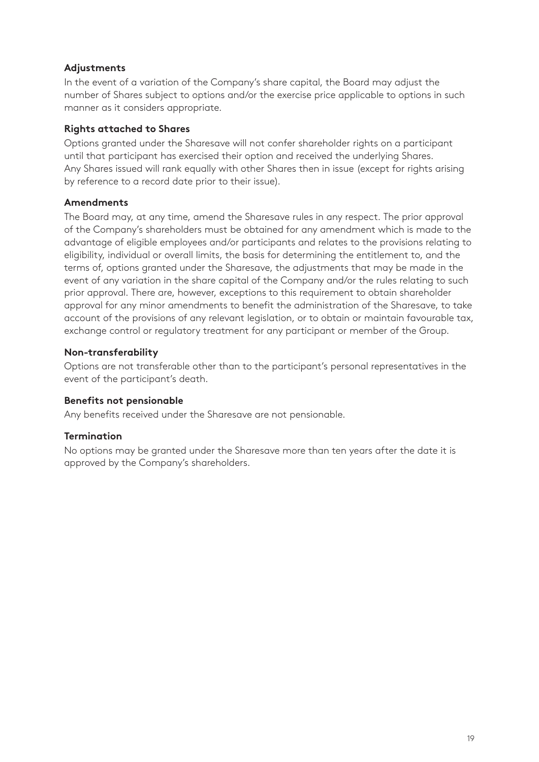### Adjustments

In the event of a variation of the Company's share capital, the Board may adjust the number of Shares subject to options and/or the exercise price applicable to options in such manner as it considers appropriate.

### Rights attached to Shares

Options granted under the Sharesave will not confer shareholder rights on a participant until that participant has exercised their option and received the underlying Shares. Any Shares issued will rank equally with other Shares then in issue (except for rights arising by reference to a record date prior to their issue).

### Amendments

The Board may, at any time, amend the Sharesave rules in any respect. The prior approval of the Company's shareholders must be obtained for any amendment which is made to the advantage of eligible employees and/or participants and relates to the provisions relating to eligibility, individual or overall limits, the basis for determining the entitlement to, and the terms of, options granted under the Sharesave, the adjustments that may be made in the event of any variation in the share capital of the Company and/or the rules relating to such prior approval. There are, however, exceptions to this requirement to obtain shareholder approval for any minor amendments to benefit the administration of the Sharesave, to take account of the provisions of any relevant legislation, or to obtain or maintain favourable tax, exchange control or regulatory treatment for any participant or member of the Group.

### Non-transferability

Options are not transferable other than to the participant's personal representatives in the event of the participant's death.

### Benefits not pensionable

Any benefits received under the Sharesave are not pensionable.

### Termination

No options may be granted under the Sharesave more than ten years after the date it is approved by the Company's shareholders.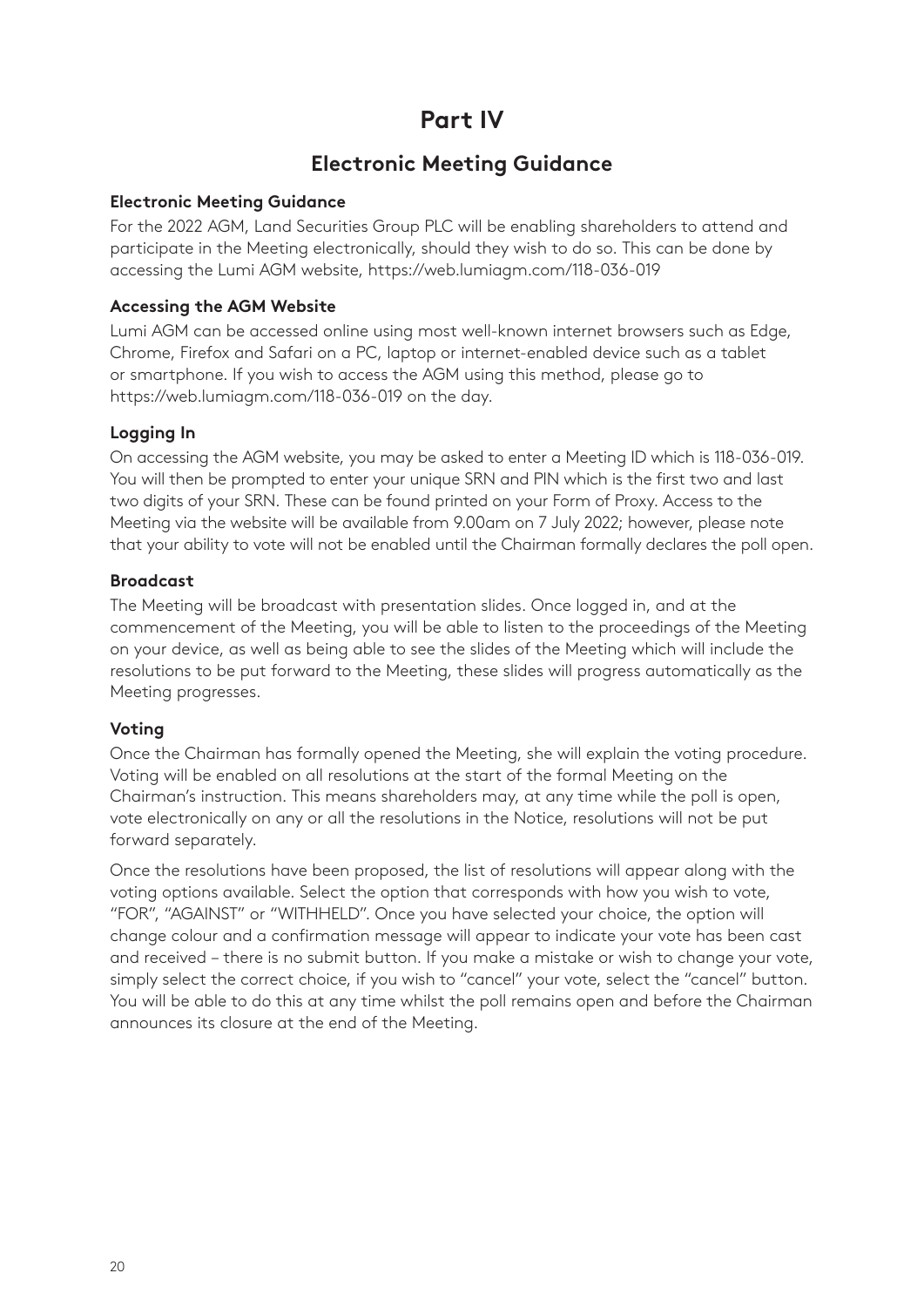# Part IV

## Electronic Meeting Guidance

### Electronic Meeting Guidance

For the 2022 AGM, Land Securities Group PLC will be enabling shareholders to attend and participate in the Meeting electronically, should they wish to do so. This can be done by accessing the Lumi AGM website, https://web.lumiagm.com/118-036-019

### Accessing the AGM Website

Lumi AGM can be accessed online using most well-known internet browsers such as Edge, Chrome, Firefox and Safari on a PC, laptop or internet-enabled device such as a tablet or smartphone. If you wish to access the AGM using this method, please go to https://web.lumiagm.com/118-036-019 on the day.

### Logging In

On accessing the AGM website, you may be asked to enter a Meeting ID which is 118-036-019. You will then be prompted to enter your unique SRN and PIN which is the first two and last two digits of your SRN. These can be found printed on your Form of Proxy. Access to the Meeting via the website will be available from 9.00am on 7 July 2022; however, please note that your ability to vote will not be enabled until the Chairman formally declares the poll open.

### Broadcast

The Meeting will be broadcast with presentation slides. Once logged in, and at the commencement of the Meeting, you will be able to listen to the proceedings of the Meeting on your device, as well as being able to see the slides of the Meeting which will include the resolutions to be put forward to the Meeting, these slides will progress automatically as the Meeting progresses.

### Voting

Once the Chairman has formally opened the Meeting, she will explain the voting procedure. Voting will be enabled on all resolutions at the start of the formal Meeting on the Chairman's instruction. This means shareholders may, at any time while the poll is open, vote electronically on any or all the resolutions in the Notice, resolutions will not be put forward separately.

Once the resolutions have been proposed, the list of resolutions will appear along with the voting options available. Select the option that corresponds with how you wish to vote, "FOR", "AGAINST" or "WITHHELD". Once you have selected your choice, the option will change colour and a confirmation message will appear to indicate your vote has been cast and received – there is no submit button. If you make a mistake or wish to change your vote, simply select the correct choice, if you wish to "cancel" your vote, select the "cancel" button. You will be able to do this at any time whilst the poll remains open and before the Chairman announces its closure at the end of the Meeting.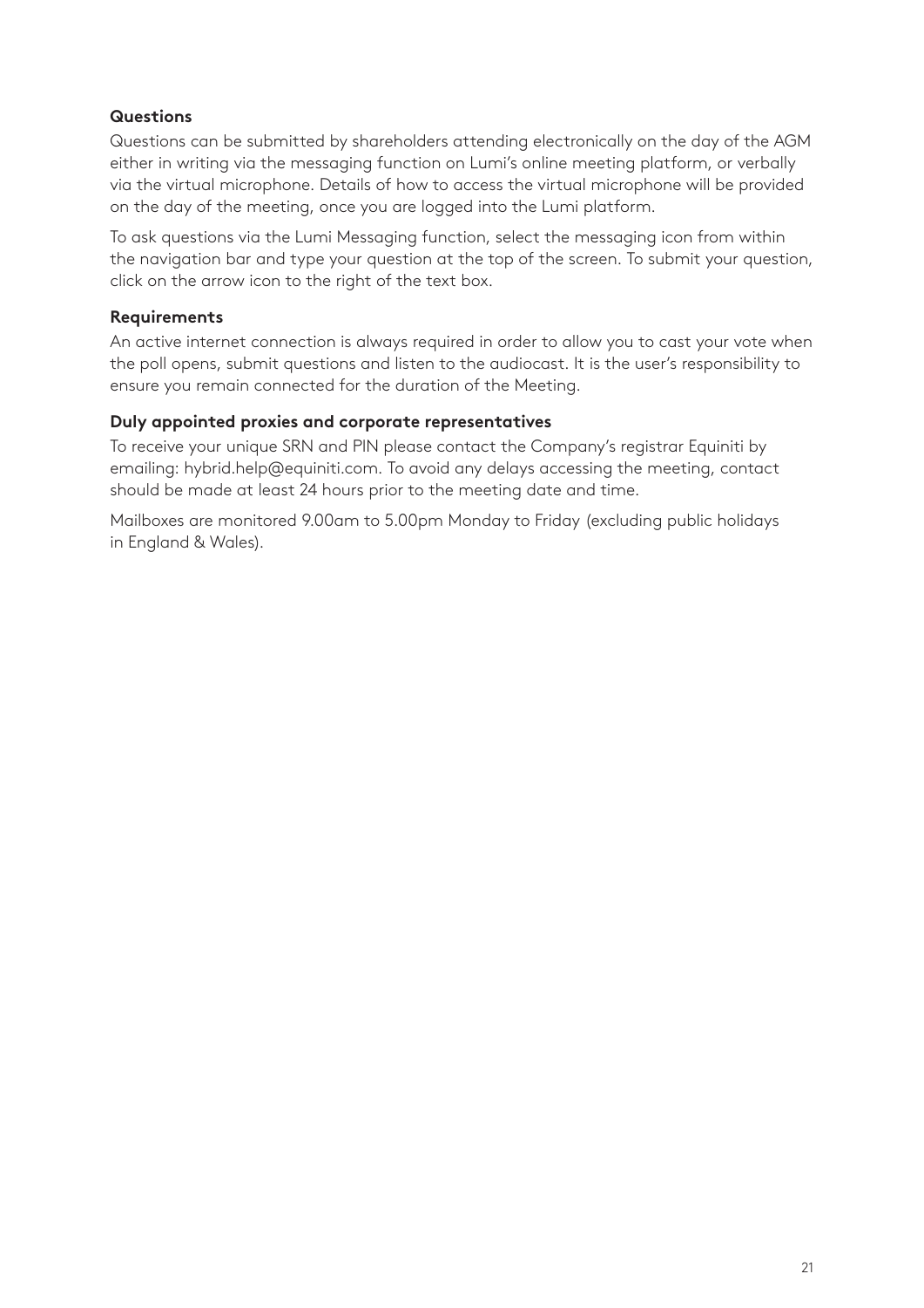**Questions**

Questions can be submitted by shareholders attending electronically on the day of the AGM either in writing via the messaging function on Lumi's online meeting platform, or verbally via the virtual microphone. Details of how to access the virtual microphone will be provided on the day of the meeting, once you are logged into the Lumi platform.

To ask questions via the Lumi Messaging function, select the messaging icon from within the navigation bar and type your question at the top of the screen. To submit your question, click on the arrow icon to the right of the text box.

**Requirements**

An active internet connection is always required in order to allow you to cast your vote when the poll opens, submit questions and listen to the audiocast. It is the user's responsibility to ensure you remain connected for the duration of the Meeting.

**Duly appointed proxies and corporate representatives**

To receive your unique SRN and PIN please contact the Company's registrar Equiniti by emailing: hybrid.help@equiniti.com. To avoid any delays accessing the meeting, contact should be made at least 24 hours prior to the meeting date and time.

Mailboxes are monitored 9.00am to 5.00pm Monday to Friday (excluding public holidays in England & Wales).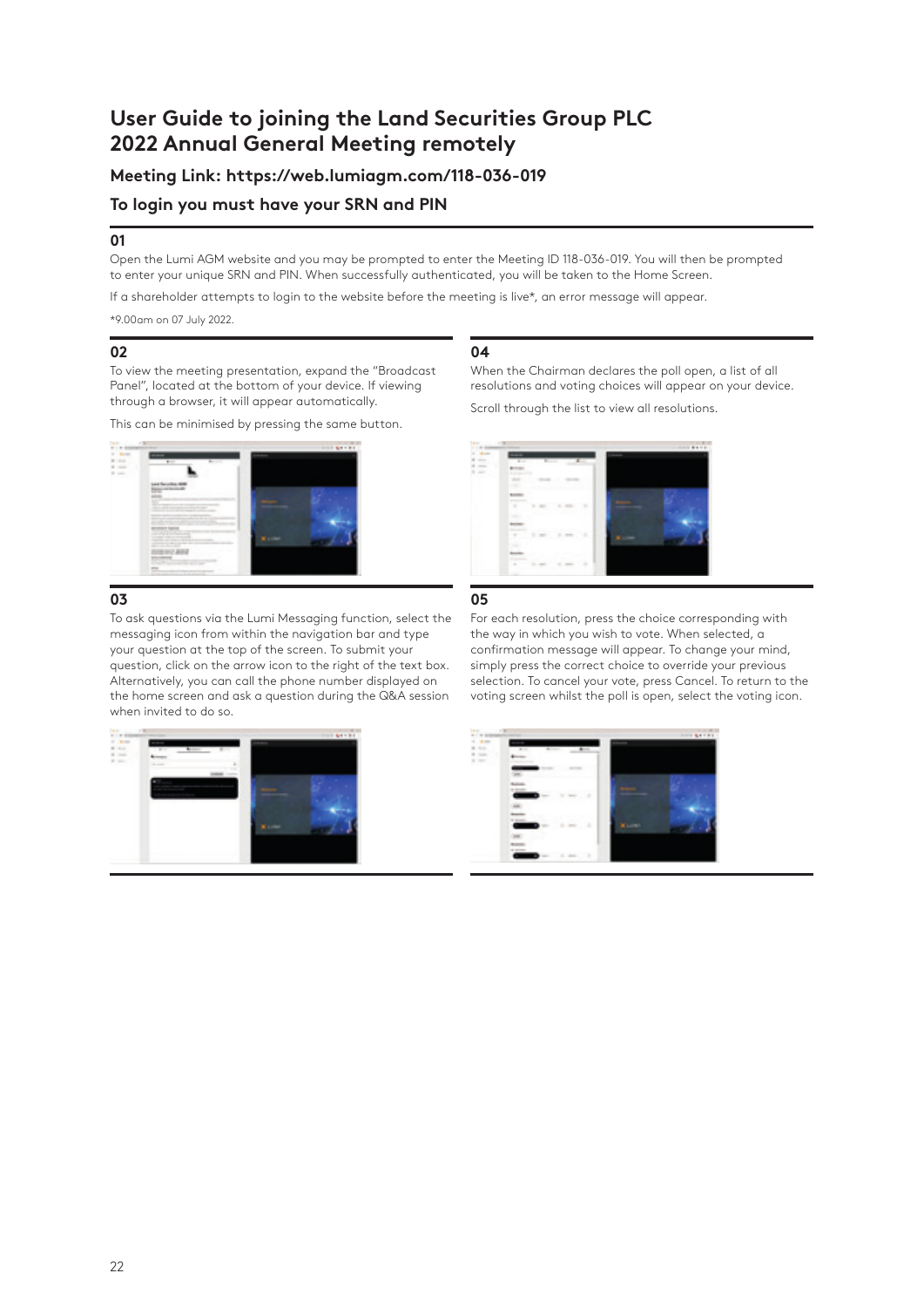# User Guide to joining the Land Securities Group PLC 2022 Annual General Meeting remotely

### Meeting Link: https://web.lumiagm.com/118-036-019

### To login you must have your SRN and PIN

**01**

Open the Lumi AGM website and you may be prompted to enter the Meeting ID 118-036-019. You will then be prompted to enter your unique SRN and PIN. When successfully authenticated, you will be taken to the Home Screen.

If a shareholder attempts to login to the website before the meeting is live*, an error message will appear.

*9.00am on 07 July 2022.

**02**

To view the meeting presentation, expand the "Broadcast Panel", located at the bottom of your device. If viewing through a browser, it will appear automatically.

This can be minimised by pressing the same button.

**03**

To ask questions via the Lumi Messaging function, select the messaging icon from within the navigation bar and type your question at the top of the screen. To submit your question, click on the arrow icon to the right of the text box. Alternatively, you can call the phone number displayed on the home screen and ask a question during the Q&A session when invited to do so.

**04**

When the Chairman declares the poll open, a list of all resolutions and voting choices will appear on your device.

Scroll through the list to view all resolutions.

**05**

For each resolution, press the choice corresponding with the way in which you wish to vote. When selected, a confirmation message will appear. To change your mind, simply press the correct choice to override your previous selection. To cancel your vote, press Cancel. To return to the voting screen whilst the poll is open, select the voting icon.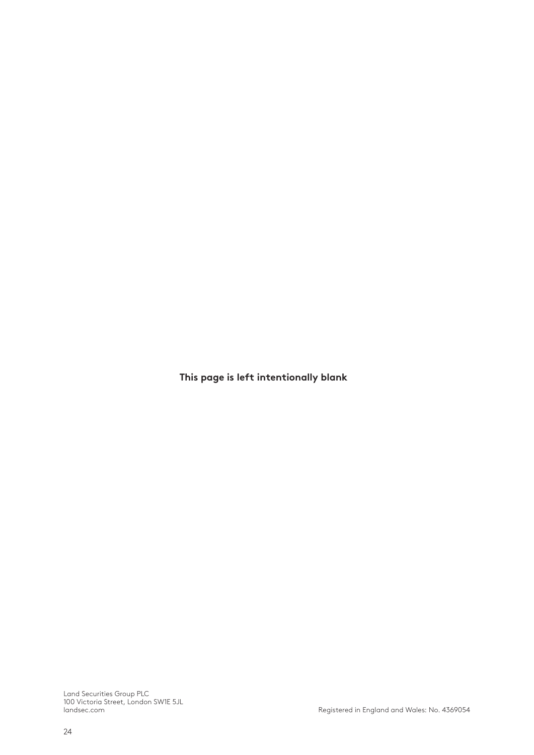**This page is left intentionally blank**

Land Securities Group PLC
100 Victoria Street, London SW1E 5JL
landsec.com

Registered in England and Wales: No. 4369054